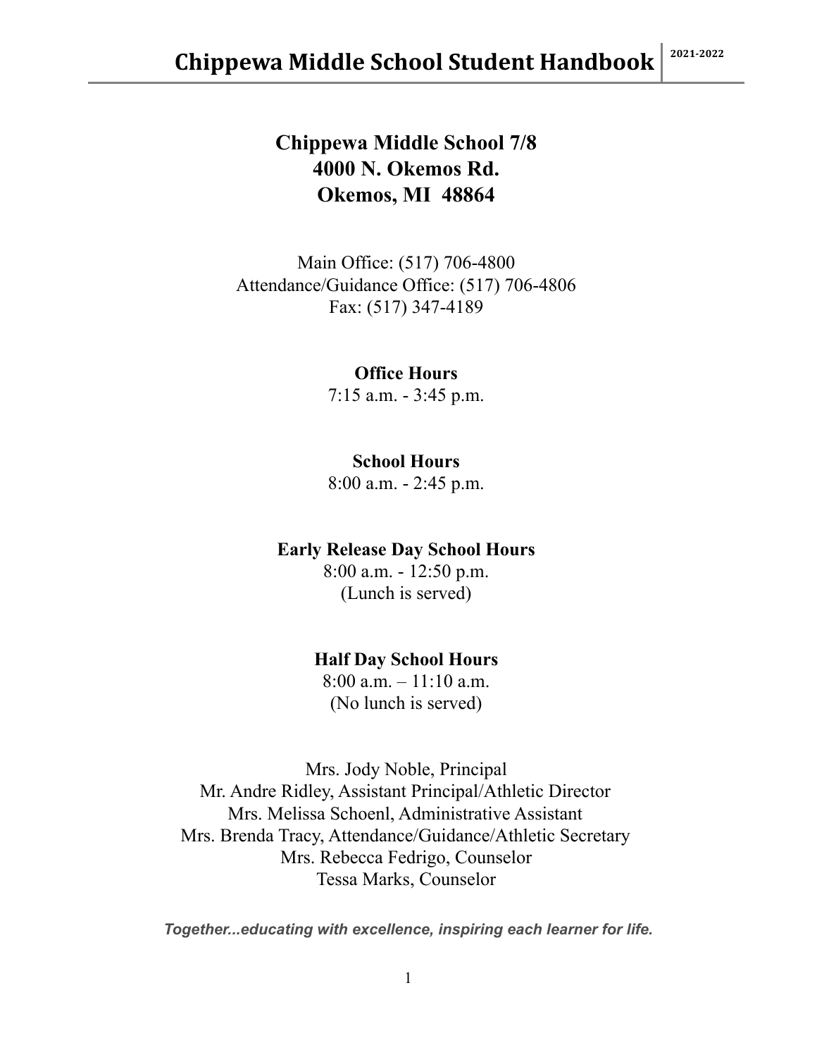# Chippewa Middle School 7/8
# 4000 N. Okemos Rd.
# Okemos, MI 48864

Main Office: (517) 706-4800
Attendance/Guidance Office: (517) 706-4806
Fax: (517) 347-4189

**Office Hours**
7:15 a.m. - 3:45 p.m.

**School Hours**
8:00 a.m. - 2:45 p.m.

**Early Release Day School Hours**
8:00 a.m. - 12:50 p.m.
(Lunch is served)

**Half Day School Hours**
8:00 a.m. – 11:10 a.m.
(No lunch is served)

Mrs. Jody Noble, Principal
Mr. Andre Ridley, Assistant Principal/Athletic Director
Mrs. Melissa Schoenl, Administrative Assistant
Mrs. Brenda Tracy, Attendance/Guidance/Athletic Secretary
Mrs. Rebecca Fedrigo, Counselor
Tessa Marks, Counselor

***Together...educating with excellence, inspiring each learner for life.***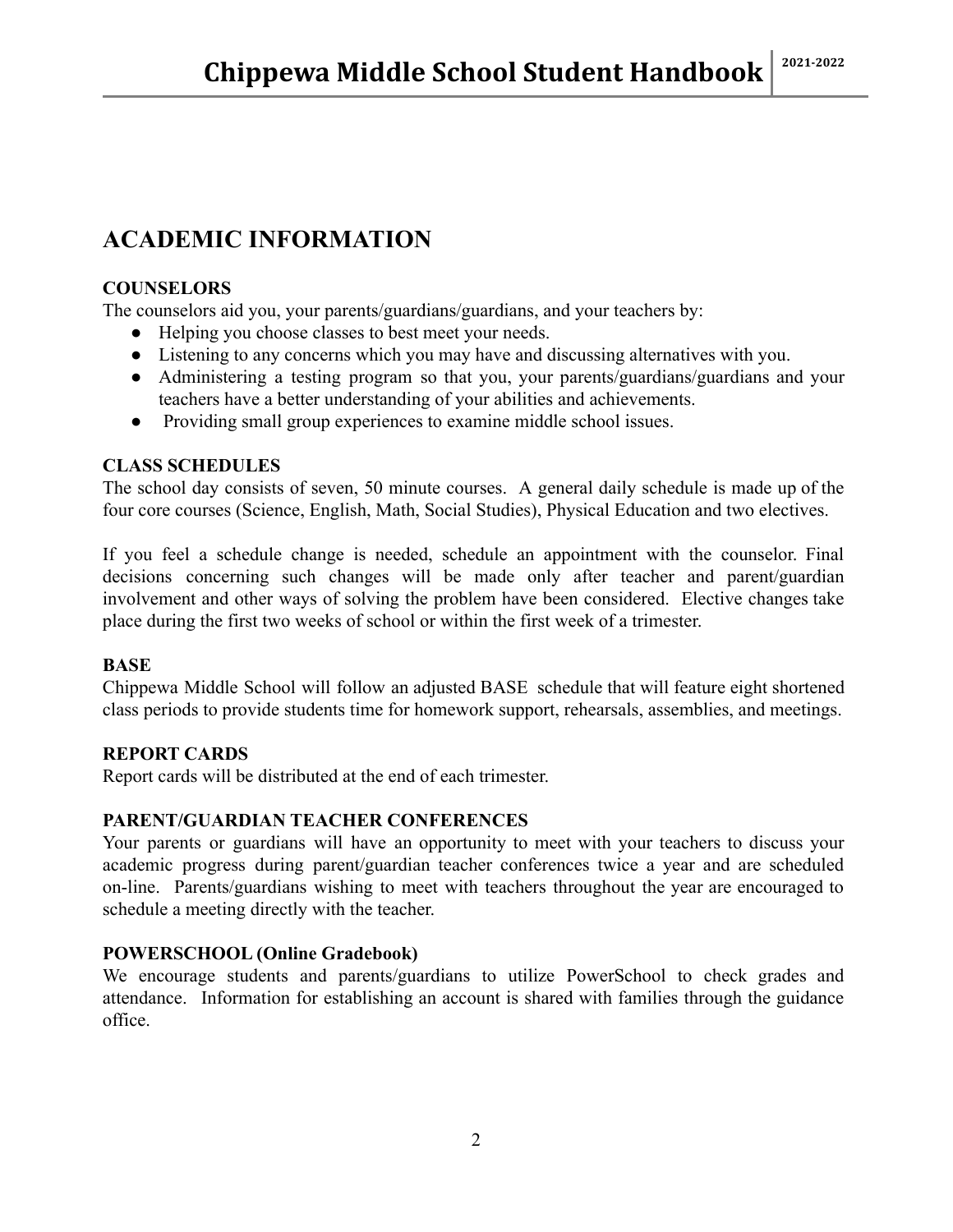# ACADEMIC INFORMATION

### COUNSELORS

The counselors aid you, your parents/guardians/guardians, and your teachers by:

- Helping you choose classes to best meet your needs.
- Listening to any concerns which you may have and discussing alternatives with you.
- Administering a testing program so that you, your parents/guardians/guardians and your teachers have a better understanding of your abilities and achievements.
- Providing small group experiences to examine middle school issues.

### CLASS SCHEDULES

The school day consists of seven, 50 minute courses. A general daily schedule is made up of the four core courses (Science, English, Math, Social Studies), Physical Education and two electives.

If you feel a schedule change is needed, schedule an appointment with the counselor. Final decisions concerning such changes will be made only after teacher and parent/guardian involvement and other ways of solving the problem have been considered. Elective changes take place during the first two weeks of school or within the first week of a trimester.

### BASE

Chippewa Middle School will follow an adjusted BASE schedule that will feature eight shortened class periods to provide students time for homework support, rehearsals, assemblies, and meetings.

### REPORT CARDS

Report cards will be distributed at the end of each trimester.

### PARENT/GUARDIAN TEACHER CONFERENCES

Your parents or guardians will have an opportunity to meet with your teachers to discuss your academic progress during parent/guardian teacher conferences twice a year and are scheduled on-line. Parents/guardians wishing to meet with teachers throughout the year are encouraged to schedule a meeting directly with the teacher.

### POWERSCHOOL (Online Gradebook)

We encourage students and parents/guardians to utilize PowerSchool to check grades and attendance. Information for establishing an account is shared with families through the guidance office.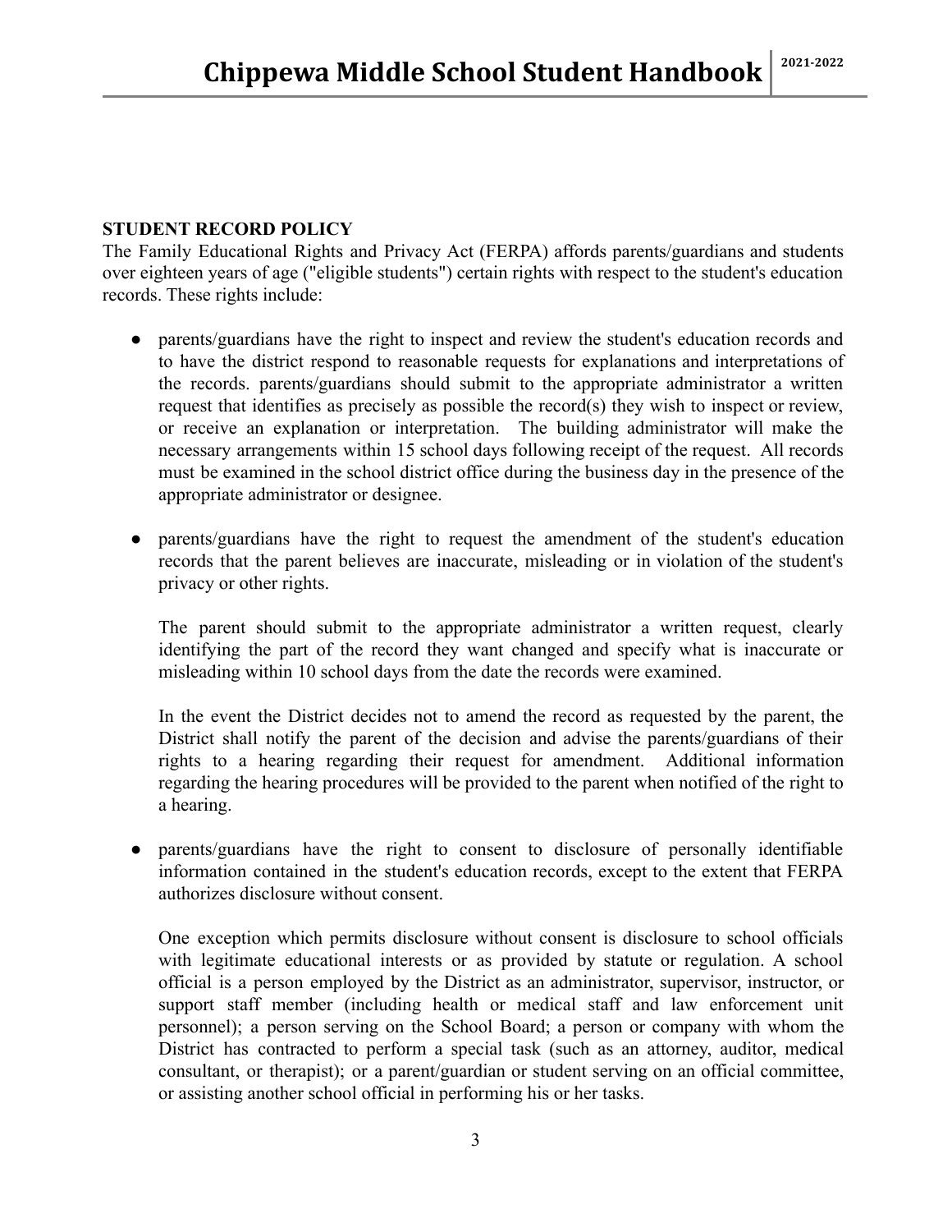**STUDENT RECORD POLICY**

The Family Educational Rights and Privacy Act (FERPA) affords parents/guardians and students over eighteen years of age ("eligible students") certain rights with respect to the student's education records. These rights include:

- parents/guardians have the right to inspect and review the student's education records and to have the district respond to reasonable requests for explanations and interpretations of the records. parents/guardians should submit to the appropriate administrator a written request that identifies as precisely as possible the record(s) they wish to inspect or review, or receive an explanation or interpretation. The building administrator will make the necessary arrangements within 15 school days following receipt of the request. All records must be examined in the school district office during the business day in the presence of the appropriate administrator or designee.

- parents/guardians have the right to request the amendment of the student's education records that the parent believes are inaccurate, misleading or in violation of the student's privacy or other rights.

  The parent should submit to the appropriate administrator a written request, clearly identifying the part of the record they want changed and specify what is inaccurate or misleading within 10 school days from the date the records were examined.

  In the event the District decides not to amend the record as requested by the parent, the District shall notify the parent of the decision and advise the parents/guardians of their rights to a hearing regarding their request for amendment. Additional information regarding the hearing procedures will be provided to the parent when notified of the right to a hearing.

- parents/guardians have the right to consent to disclosure of personally identifiable information contained in the student's education records, except to the extent that FERPA authorizes disclosure without consent.

  One exception which permits disclosure without consent is disclosure to school officials with legitimate educational interests or as provided by statute or regulation. A school official is a person employed by the District as an administrator, supervisor, instructor, or support staff member (including health or medical staff and law enforcement unit personnel); a person serving on the School Board; a person or company with whom the District has contracted to perform a special task (such as an attorney, auditor, medical consultant, or therapist); or a parent/guardian or student serving on an official committee, or assisting another school official in performing his or her tasks.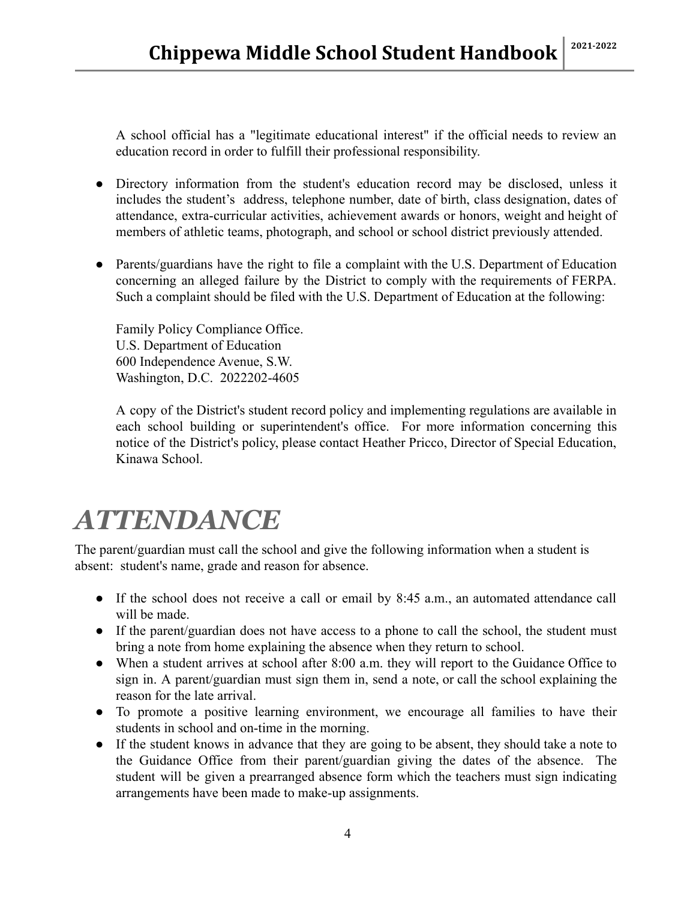A school official has a "legitimate educational interest" if the official needs to review an education record in order to fulfill their professional responsibility.

- Directory information from the student's education record may be disclosed, unless it includes the student's address, telephone number, date of birth, class designation, dates of attendance, extra-curricular activities, achievement awards or honors, weight and height of members of athletic teams, photograph, and school or school district previously attended.

- Parents/guardians have the right to file a complaint with the U.S. Department of Education concerning an alleged failure by the District to comply with the requirements of FERPA. Such a complaint should be filed with the U.S. Department of Education at the following:

  Family Policy Compliance Office.
  U.S. Department of Education
  600 Independence Avenue, S.W.
  Washington, D.C. 2022202-4605

  A copy of the District's student record policy and implementing regulations are available in each school building or superintendent's office. For more information concerning this notice of the District's policy, please contact Heather Pricco, Director of Special Education, Kinawa School.

# *ATTENDANCE*

The parent/guardian must call the school and give the following information when a student is absent: student's name, grade and reason for absence.

- If the school does not receive a call or email by 8:45 a.m., an automated attendance call will be made.
- If the parent/guardian does not have access to a phone to call the school, the student must bring a note from home explaining the absence when they return to school.
- When a student arrives at school after 8:00 a.m. they will report to the Guidance Office to sign in. A parent/guardian must sign them in, send a note, or call the school explaining the reason for the late arrival.
- To promote a positive learning environment, we encourage all families to have their students in school and on-time in the morning.
- If the student knows in advance that they are going to be absent, they should take a note to the Guidance Office from their parent/guardian giving the dates of the absence. The student will be given a prearranged absence form which the teachers must sign indicating arrangements have been made to make-up assignments.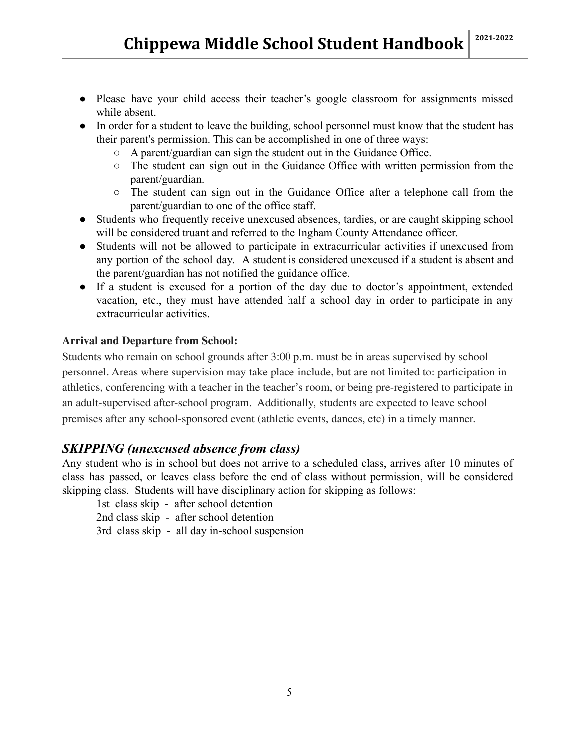- Please have your child access their teacher's google classroom for assignments missed while absent.
- In order for a student to leave the building, school personnel must know that the student has their parent's permission. This can be accomplished in one of three ways:
  - A parent/guardian can sign the student out in the Guidance Office.
  - The student can sign out in the Guidance Office with written permission from the parent/guardian.
  - The student can sign out in the Guidance Office after a telephone call from the parent/guardian to one of the office staff.
- Students who frequently receive unexcused absences, tardies, or are caught skipping school will be considered truant and referred to the Ingham County Attendance officer.
- Students will not be allowed to participate in extracurricular activities if unexcused from any portion of the school day. A student is considered unexcused if a student is absent and the parent/guardian has not notified the guidance office.
- If a student is excused for a portion of the day due to doctor's appointment, extended vacation, etc., they must have attended half a school day in order to participate in any extracurricular activities.

**Arrival and Departure from School:**

Students who remain on school grounds after 3:00 p.m. must be in areas supervised by school personnel. Areas where supervision may take place include, but are not limited to: participation in athletics, conferencing with a teacher in the teacher's room, or being pre-registered to participate in an adult-supervised after-school program. Additionally, students are expected to leave school premises after any school-sponsored event (athletic events, dances, etc) in a timely manner.

## *SKIPPING (unexcused absence from class)*

Any student who is in school but does not arrive to a scheduled class, arrives after 10 minutes of class has passed, or leaves class before the end of class without permission, will be considered skipping class. Students will have disciplinary action for skipping as follows:

1st class skip - after school detention
2nd class skip - after school detention
3rd class skip - all day in-school suspension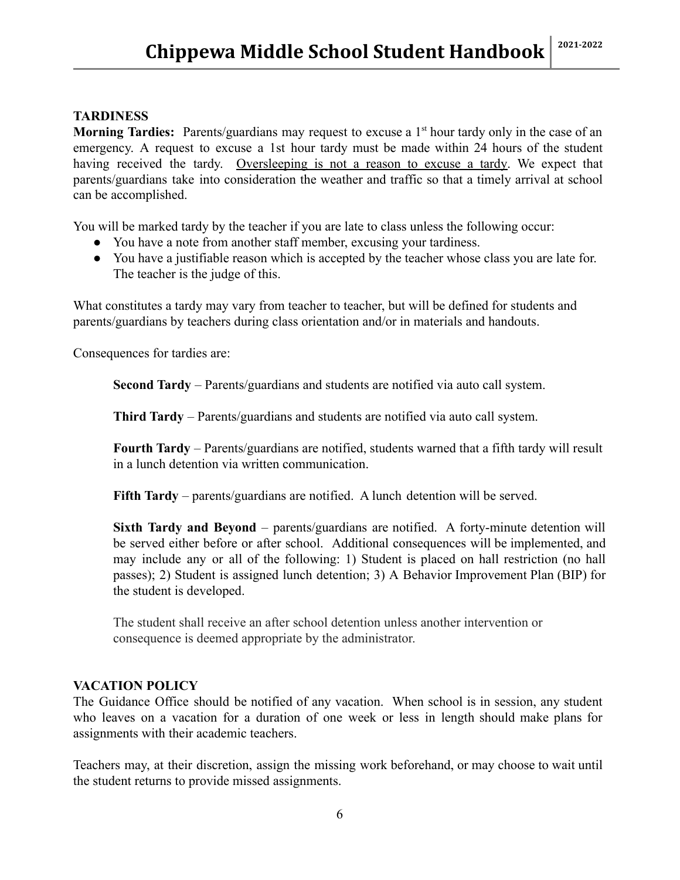## TARDINESS

**Morning Tardies:** Parents/guardians may request to excuse a 1st hour tardy only in the case of an emergency. A request to excuse a 1st hour tardy must be made within 24 hours of the student having received the tardy. <u>Oversleeping is not a reason to excuse a tardy</u>. We expect that parents/guardians take into consideration the weather and traffic so that a timely arrival at school can be accomplished.

You will be marked tardy by the teacher if you are late to class unless the following occur:

- You have a note from another staff member, excusing your tardiness.
- You have a justifiable reason which is accepted by the teacher whose class you are late for. The teacher is the judge of this.

What constitutes a tardy may vary from teacher to teacher, but will be defined for students and parents/guardians by teachers during class orientation and/or in materials and handouts.

Consequences for tardies are:

**Second Tardy** – Parents/guardians and students are notified via auto call system.

**Third Tardy** – Parents/guardians and students are notified via auto call system.

**Fourth Tardy** – Parents/guardians are notified, students warned that a fifth tardy will result in a lunch detention via written communication.

**Fifth Tardy** – parents/guardians are notified. A lunch detention will be served.

**Sixth Tardy and Beyond** – parents/guardians are notified. A forty-minute detention will be served either before or after school. Additional consequences will be implemented, and may include any or all of the following: 1) Student is placed on hall restriction (no hall passes); 2) Student is assigned lunch detention; 3) A Behavior Improvement Plan (BIP) for the student is developed.

The student shall receive an after school detention unless another intervention or consequence is deemed appropriate by the administrator.

## VACATION POLICY

The Guidance Office should be notified of any vacation. When school is in session, any student who leaves on a vacation for a duration of one week or less in length should make plans for assignments with their academic teachers.

Teachers may, at their discretion, assign the missing work beforehand, or may choose to wait until the student returns to provide missed assignments.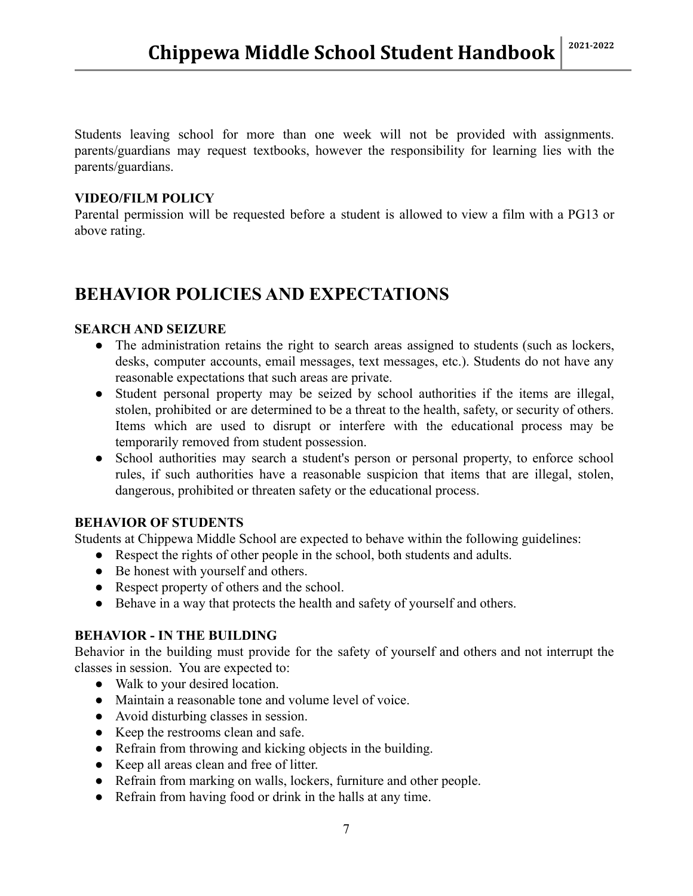Students leaving school for more than one week will not be provided with assignments. parents/guardians may request textbooks, however the responsibility for learning lies with the parents/guardians.

**VIDEO/FILM POLICY**
Parental permission will be requested before a student is allowed to view a film with a PG13 or above rating.

# BEHAVIOR POLICIES AND EXPECTATIONS

**SEARCH AND SEIZURE**

- The administration retains the right to search areas assigned to students (such as lockers, desks, computer accounts, email messages, text messages, etc.). Students do not have any reasonable expectations that such areas are private.
- Student personal property may be seized by school authorities if the items are illegal, stolen, prohibited or are determined to be a threat to the health, safety, or security of others. Items which are used to disrupt or interfere with the educational process may be temporarily removed from student possession.
- School authorities may search a student's person or personal property, to enforce school rules, if such authorities have a reasonable suspicion that items that are illegal, stolen, dangerous, prohibited or threaten safety or the educational process.

**BEHAVIOR OF STUDENTS**
Students at Chippewa Middle School are expected to behave within the following guidelines:

- Respect the rights of other people in the school, both students and adults.
- Be honest with yourself and others.
- Respect property of others and the school.
- Behave in a way that protects the health and safety of yourself and others.

**BEHAVIOR - IN THE BUILDING**
Behavior in the building must provide for the safety of yourself and others and not interrupt the classes in session. You are expected to:

- Walk to your desired location.
- Maintain a reasonable tone and volume level of voice.
- Avoid disturbing classes in session.
- Keep the restrooms clean and safe.
- Refrain from throwing and kicking objects in the building.
- Keep all areas clean and free of litter.
- Refrain from marking on walls, lockers, furniture and other people.
- Refrain from having food or drink in the halls at any time.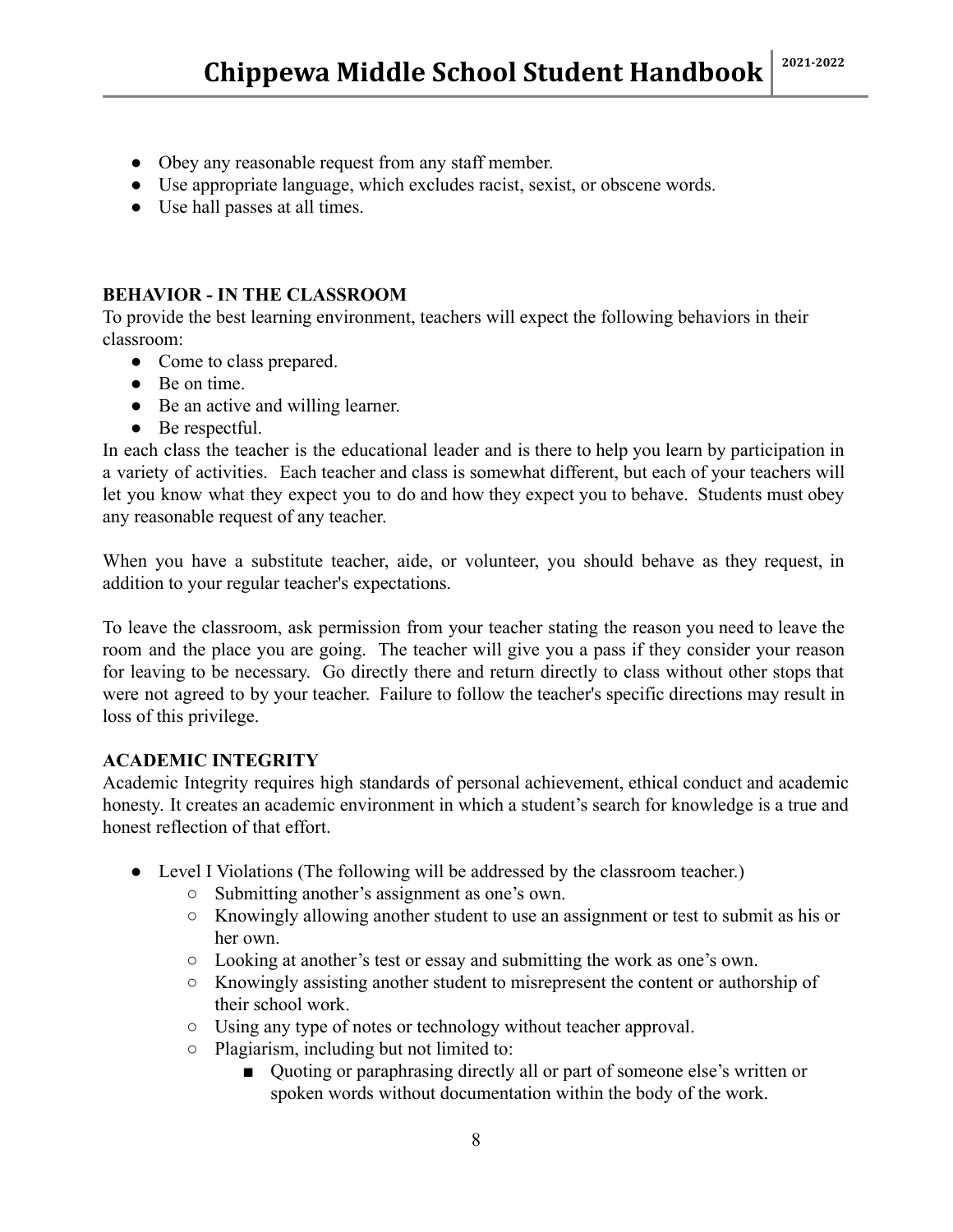- Obey any reasonable request from any staff member.
- Use appropriate language, which excludes racist, sexist, or obscene words.
- Use hall passes at all times.

**BEHAVIOR - IN THE CLASSROOM**

To provide the best learning environment, teachers will expect the following behaviors in their classroom:

- Come to class prepared.
- Be on time.
- Be an active and willing learner.
- Be respectful.

In each class the teacher is the educational leader and is there to help you learn by participation in a variety of activities. Each teacher and class is somewhat different, but each of your teachers will let you know what they expect you to do and how they expect you to behave. Students must obey any reasonable request of any teacher.

When you have a substitute teacher, aide, or volunteer, you should behave as they request, in addition to your regular teacher's expectations.

To leave the classroom, ask permission from your teacher stating the reason you need to leave the room and the place you are going. The teacher will give you a pass if they consider your reason for leaving to be necessary. Go directly there and return directly to class without other stops that were not agreed to by your teacher. Failure to follow the teacher's specific directions may result in loss of this privilege.

**ACADEMIC INTEGRITY**

Academic Integrity requires high standards of personal achievement, ethical conduct and academic honesty. It creates an academic environment in which a student's search for knowledge is a true and honest reflection of that effort.

- Level I Violations (The following will be addressed by the classroom teacher.)
  - Submitting another's assignment as one's own.
  - Knowingly allowing another student to use an assignment or test to submit as his or her own.
  - Looking at another's test or essay and submitting the work as one's own.
  - Knowingly assisting another student to misrepresent the content or authorship of their school work.
  - Using any type of notes or technology without teacher approval.
  - Plagiarism, including but not limited to:
    - Quoting or paraphrasing directly all or part of someone else's written or spoken words without documentation within the body of the work.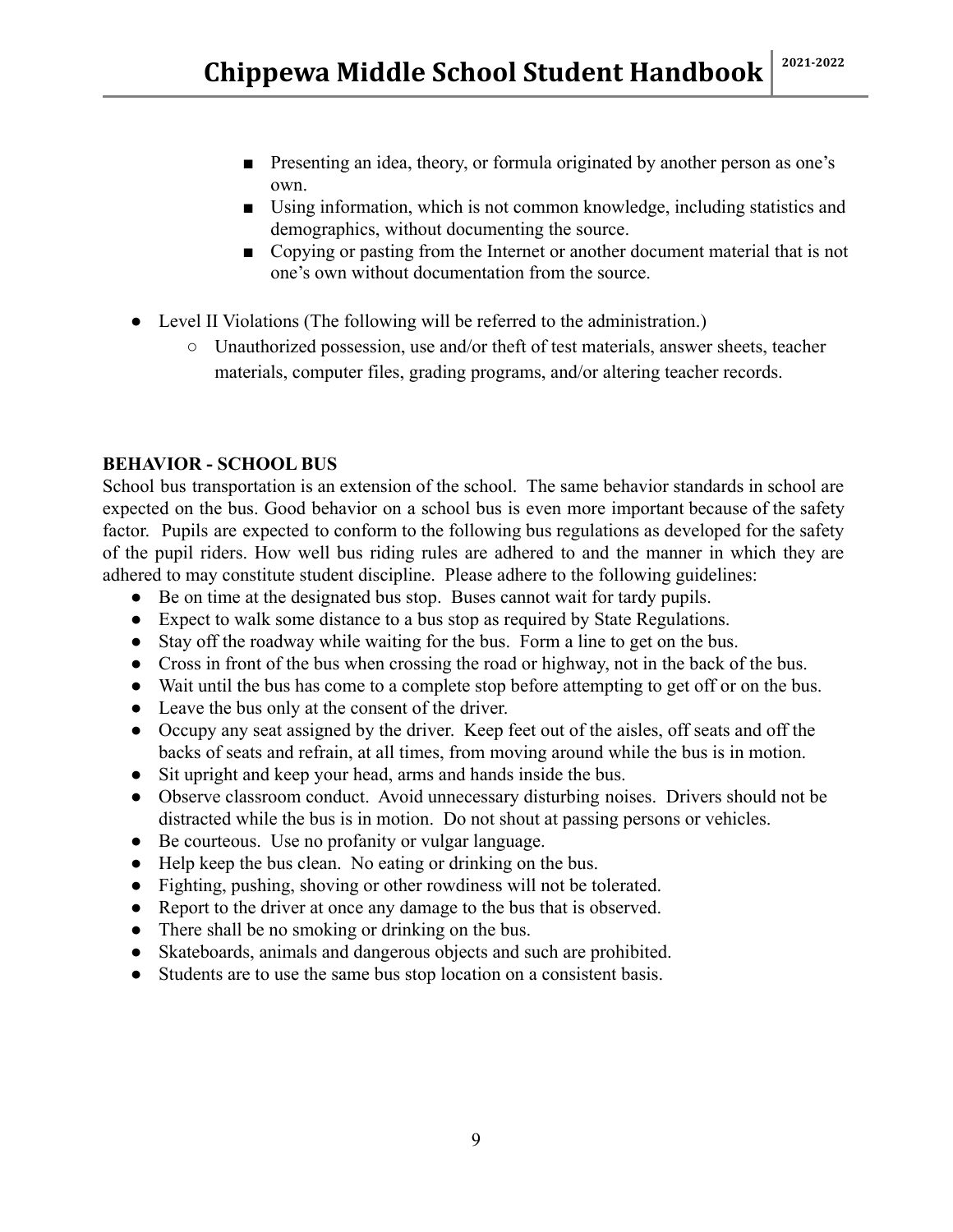- Presenting an idea, theory, or formula originated by another person as one's own.
        - Using information, which is not common knowledge, including statistics and demographics, without documenting the source.
        - Copying or pasting from the Internet or another document material that is not one's own without documentation from the source.

- Level II Violations (The following will be referred to the administration.)
    - Unauthorized possession, use and/or theft of test materials, answer sheets, teacher materials, computer files, grading programs, and/or altering teacher records.

**BEHAVIOR - SCHOOL BUS**

School bus transportation is an extension of the school. The same behavior standards in school are expected on the bus. Good behavior on a school bus is even more important because of the safety factor. Pupils are expected to conform to the following bus regulations as developed for the safety of the pupil riders. How well bus riding rules are adhered to and the manner in which they are adhered to may constitute student discipline. Please adhere to the following guidelines:

- Be on time at the designated bus stop. Buses cannot wait for tardy pupils.
- Expect to walk some distance to a bus stop as required by State Regulations.
- Stay off the roadway while waiting for the bus. Form a line to get on the bus.
- Cross in front of the bus when crossing the road or highway, not in the back of the bus.
- Wait until the bus has come to a complete stop before attempting to get off or on the bus.
- Leave the bus only at the consent of the driver.
- Occupy any seat assigned by the driver. Keep feet out of the aisles, off seats and off the backs of seats and refrain, at all times, from moving around while the bus is in motion.
- Sit upright and keep your head, arms and hands inside the bus.
- Observe classroom conduct. Avoid unnecessary disturbing noises. Drivers should not be distracted while the bus is in motion. Do not shout at passing persons or vehicles.
- Be courteous. Use no profanity or vulgar language.
- Help keep the bus clean. No eating or drinking on the bus.
- Fighting, pushing, shoving or other rowdiness will not be tolerated.
- Report to the driver at once any damage to the bus that is observed.
- There shall be no smoking or drinking on the bus.
- Skateboards, animals and dangerous objects and such are prohibited.
- Students are to use the same bus stop location on a consistent basis.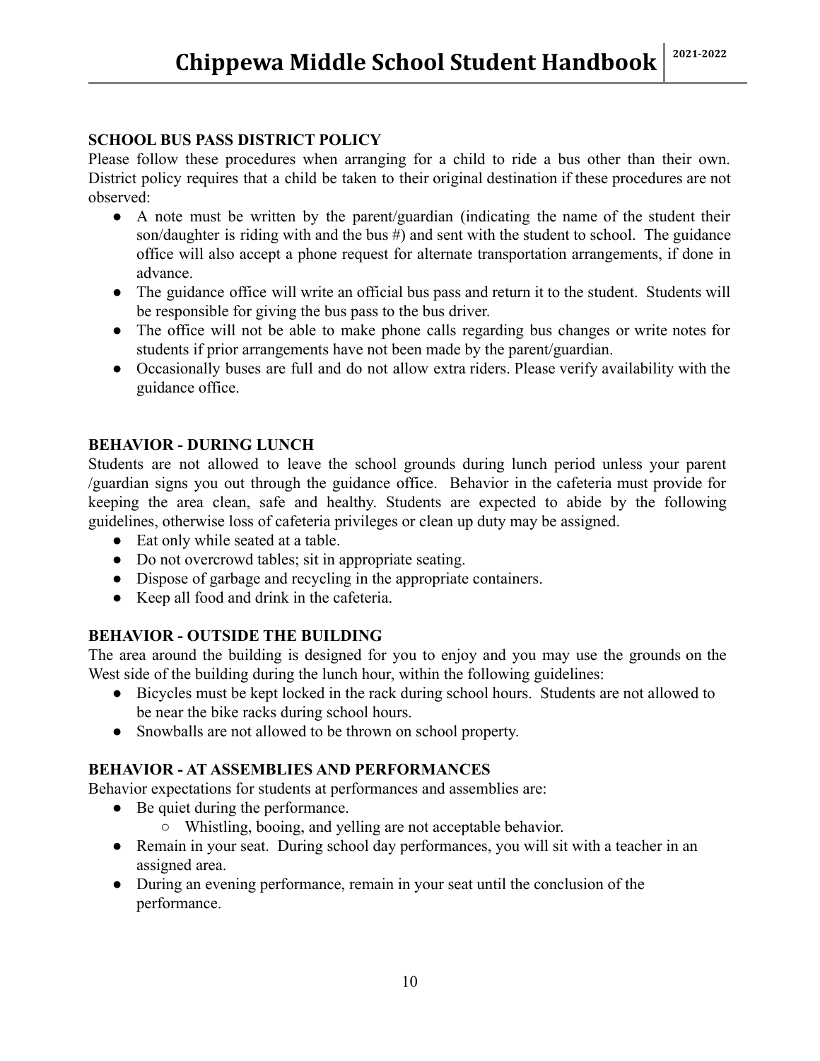## SCHOOL BUS PASS DISTRICT POLICY

Please follow these procedures when arranging for a child to ride a bus other than their own. District policy requires that a child be taken to their original destination if these procedures are not observed:

- A note must be written by the parent/guardian (indicating the name of the student their son/daughter is riding with and the bus #) and sent with the student to school. The guidance office will also accept a phone request for alternate transportation arrangements, if done in advance.
- The guidance office will write an official bus pass and return it to the student. Students will be responsible for giving the bus pass to the bus driver.
- The office will not be able to make phone calls regarding bus changes or write notes for students if prior arrangements have not been made by the parent/guardian.
- Occasionally buses are full and do not allow extra riders. Please verify availability with the guidance office.

## BEHAVIOR - DURING LUNCH

Students are not allowed to leave the school grounds during lunch period unless your parent /guardian signs you out through the guidance office. Behavior in the cafeteria must provide for keeping the area clean, safe and healthy. Students are expected to abide by the following guidelines, otherwise loss of cafeteria privileges or clean up duty may be assigned.

- Eat only while seated at a table.
- Do not overcrowd tables; sit in appropriate seating.
- Dispose of garbage and recycling in the appropriate containers.
- Keep all food and drink in the cafeteria.

## BEHAVIOR - OUTSIDE THE BUILDING

The area around the building is designed for you to enjoy and you may use the grounds on the West side of the building during the lunch hour, within the following guidelines:

- Bicycles must be kept locked in the rack during school hours. Students are not allowed to be near the bike racks during school hours.
- Snowballs are not allowed to be thrown on school property.

## BEHAVIOR - AT ASSEMBLIES AND PERFORMANCES

Behavior expectations for students at performances and assemblies are:

- Be quiet during the performance.
  - Whistling, booing, and yelling are not acceptable behavior.
- Remain in your seat. During school day performances, you will sit with a teacher in an assigned area.
- During an evening performance, remain in your seat until the conclusion of the performance.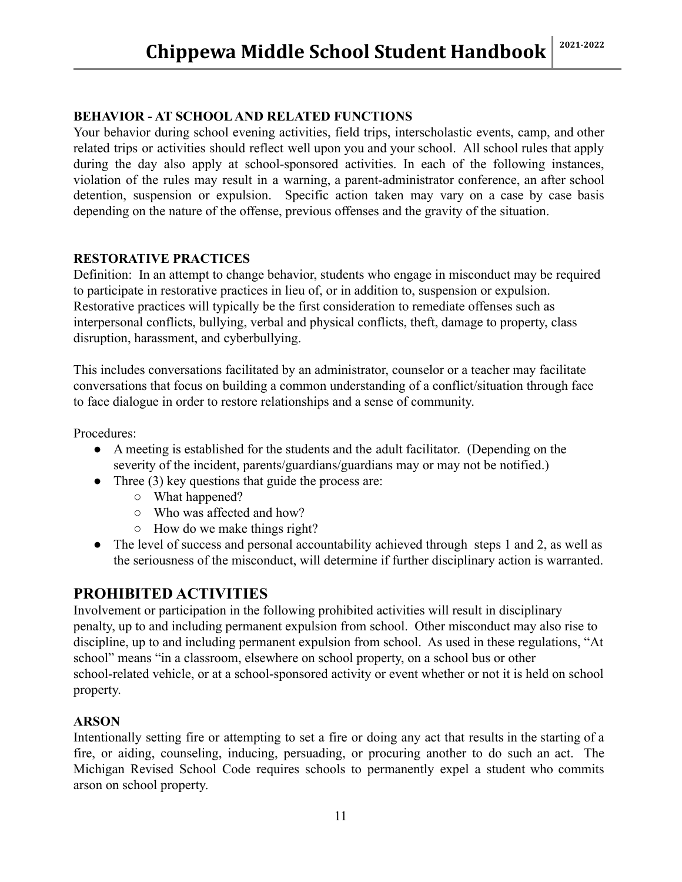**BEHAVIOR - AT SCHOOL AND RELATED FUNCTIONS**

Your behavior during school evening activities, field trips, interscholastic events, camp, and other related trips or activities should reflect well upon you and your school. All school rules that apply during the day also apply at school-sponsored activities. In each of the following instances, violation of the rules may result in a warning, a parent-administrator conference, an after school detention, suspension or expulsion. Specific action taken may vary on a case by case basis depending on the nature of the offense, previous offenses and the gravity of the situation.

**RESTORATIVE PRACTICES**

Definition: In an attempt to change behavior, students who engage in misconduct may be required to participate in restorative practices in lieu of, or in addition to, suspension or expulsion. Restorative practices will typically be the first consideration to remediate offenses such as interpersonal conflicts, bullying, verbal and physical conflicts, theft, damage to property, class disruption, harassment, and cyberbullying.

This includes conversations facilitated by an administrator, counselor or a teacher may facilitate conversations that focus on building a common understanding of a conflict/situation through face to face dialogue in order to restore relationships and a sense of community.

Procedures:

- A meeting is established for the students and the adult facilitator. (Depending on the severity of the incident, parents/guardians/guardians may or may not be notified.)
- Three (3) key questions that guide the process are:
  - What happened?
  - Who was affected and how?
  - How do we make things right?
- The level of success and personal accountability achieved through steps 1 and 2, as well as the seriousness of the misconduct, will determine if further disciplinary action is warranted.

## PROHIBITED ACTIVITIES

Involvement or participation in the following prohibited activities will result in disciplinary penalty, up to and including permanent expulsion from school. Other misconduct may also rise to discipline, up to and including permanent expulsion from school. As used in these regulations, "At school" means "in a classroom, elsewhere on school property, on a school bus or other school-related vehicle, or at a school-sponsored activity or event whether or not it is held on school property.

**ARSON**

Intentionally setting fire or attempting to set a fire or doing any act that results in the starting of a fire, or aiding, counseling, inducing, persuading, or procuring another to do such an act. The Michigan Revised School Code requires schools to permanently expel a student who commits arson on school property.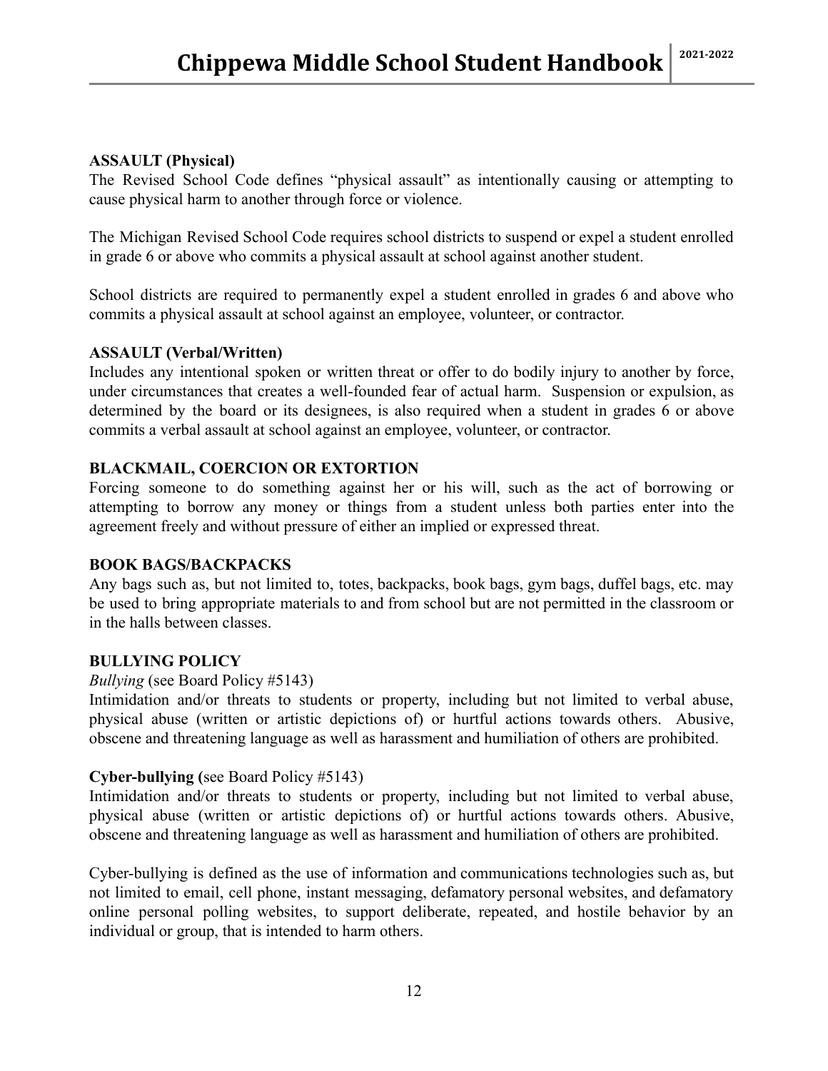**ASSAULT (Physical)**

The Revised School Code defines "physical assault" as intentionally causing or attempting to cause physical harm to another through force or violence.

The Michigan Revised School Code requires school districts to suspend or expel a student enrolled in grade 6 or above who commits a physical assault at school against another student.

School districts are required to permanently expel a student enrolled in grades 6 and above who commits a physical assault at school against an employee, volunteer, or contractor.

**ASSAULT (Verbal/Written)**

Includes any intentional spoken or written threat or offer to do bodily injury to another by force, under circumstances that creates a well-founded fear of actual harm. Suspension or expulsion, as determined by the board or its designees, is also required when a student in grades 6 or above commits a verbal assault at school against an employee, volunteer, or contractor.

**BLACKMAIL, COERCION OR EXTORTION**

Forcing someone to do something against her or his will, such as the act of borrowing or attempting to borrow any money or things from a student unless both parties enter into the agreement freely and without pressure of either an implied or expressed threat.

**BOOK BAGS/BACKPACKS**

Any bags such as, but not limited to, totes, backpacks, book bags, gym bags, duffel bags, etc. may be used to bring appropriate materials to and from school but are not permitted in the classroom or in the halls between classes.

**BULLYING POLICY**

*Bullying* (see Board Policy #5143)

Intimidation and/or threats to students or property, including but not limited to verbal abuse, physical abuse (written or artistic depictions of) or hurtful actions towards others. Abusive, obscene and threatening language as well as harassment and humiliation of others are prohibited.

**Cyber-bullying (**see Board Policy #5143)

Intimidation and/or threats to students or property, including but not limited to verbal abuse, physical abuse (written or artistic depictions of) or hurtful actions towards others. Abusive, obscene and threatening language as well as harassment and humiliation of others are prohibited.

Cyber-bullying is defined as the use of information and communications technologies such as, but not limited to email, cell phone, instant messaging, defamatory personal websites, and defamatory online personal polling websites, to support deliberate, repeated, and hostile behavior by an individual or group, that is intended to harm others.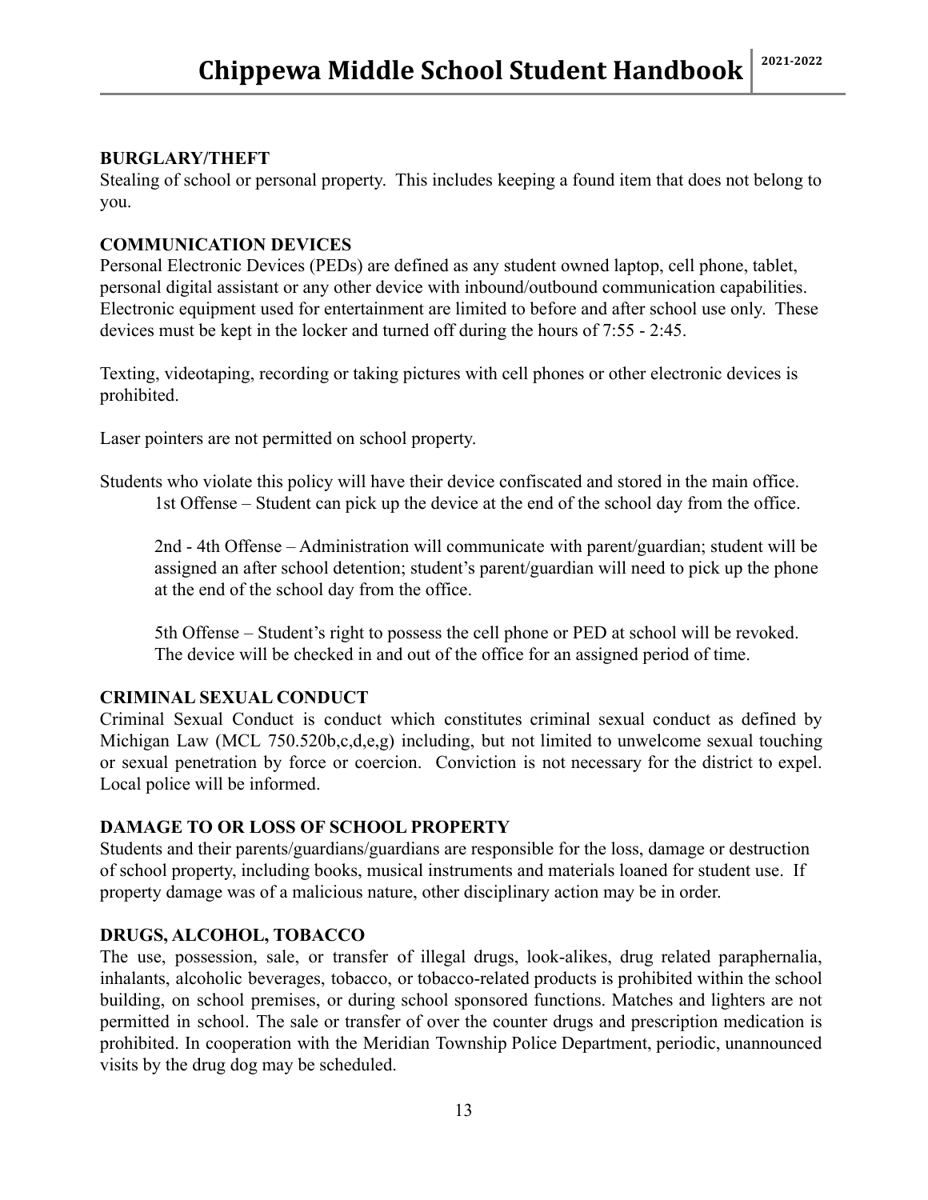**BURGLARY/THEFT**

Stealing of school or personal property. This includes keeping a found item that does not belong to you.

**COMMUNICATION DEVICES**

Personal Electronic Devices (PEDs) are defined as any student owned laptop, cell phone, tablet, personal digital assistant or any other device with inbound/outbound communication capabilities. Electronic equipment used for entertainment are limited to before and after school use only. These devices must be kept in the locker and turned off during the hours of 7:55 - 2:45.

Texting, videotaping, recording or taking pictures with cell phones or other electronic devices is prohibited.

Laser pointers are not permitted on school property.

Students who violate this policy will have their device confiscated and stored in the main office.

> 1st Offense – Student can pick up the device at the end of the school day from the office.
>
> 2nd - 4th Offense – Administration will communicate with parent/guardian; student will be assigned an after school detention; student's parent/guardian will need to pick up the phone at the end of the school day from the office.
>
> 5th Offense – Student's right to possess the cell phone or PED at school will be revoked. The device will be checked in and out of the office for an assigned period of time.

**CRIMINAL SEXUAL CONDUCT**

Criminal Sexual Conduct is conduct which constitutes criminal sexual conduct as defined by Michigan Law (MCL 750.520b,c,d,e,g) including, but not limited to unwelcome sexual touching or sexual penetration by force or coercion. Conviction is not necessary for the district to expel. Local police will be informed.

**DAMAGE TO OR LOSS OF SCHOOL PROPERTY**

Students and their parents/guardians/guardians are responsible for the loss, damage or destruction of school property, including books, musical instruments and materials loaned for student use. If property damage was of a malicious nature, other disciplinary action may be in order.

**DRUGS, ALCOHOL, TOBACCO**

The use, possession, sale, or transfer of illegal drugs, look-alikes, drug related paraphernalia, inhalants, alcoholic beverages, tobacco, or tobacco-related products is prohibited within the school building, on school premises, or during school sponsored functions. Matches and lighters are not permitted in school. The sale or transfer of over the counter drugs and prescription medication is prohibited. In cooperation with the Meridian Township Police Department, periodic, unannounced visits by the drug dog may be scheduled.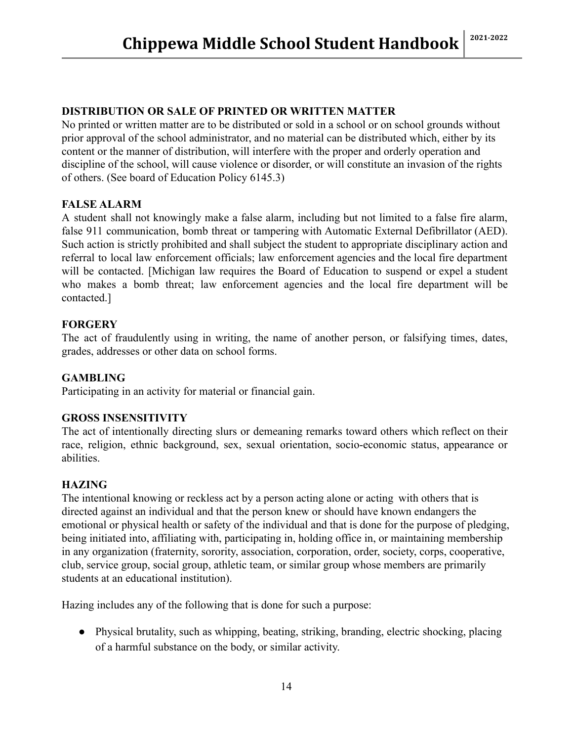**DISTRIBUTION OR SALE OF PRINTED OR WRITTEN MATTER**

No printed or written matter are to be distributed or sold in a school or on school grounds without prior approval of the school administrator, and no material can be distributed which, either by its content or the manner of distribution, will interfere with the proper and orderly operation and discipline of the school, will cause violence or disorder, or will constitute an invasion of the rights of others. (See board of Education Policy 6145.3)

**FALSE ALARM**

A student shall not knowingly make a false alarm, including but not limited to a false fire alarm, false 911 communication, bomb threat or tampering with Automatic External Defibrillator (AED). Such action is strictly prohibited and shall subject the student to appropriate disciplinary action and referral to local law enforcement officials; law enforcement agencies and the local fire department will be contacted. [Michigan law requires the Board of Education to suspend or expel a student who makes a bomb threat; law enforcement agencies and the local fire department will be contacted.]

**FORGERY**

The act of fraudulently using in writing, the name of another person, or falsifying times, dates, grades, addresses or other data on school forms.

**GAMBLING**

Participating in an activity for material or financial gain.

**GROSS INSENSITIVITY**

The act of intentionally directing slurs or demeaning remarks toward others which reflect on their race, religion, ethnic background, sex, sexual orientation, socio-economic status, appearance or abilities.

**HAZING**

The intentional knowing or reckless act by a person acting alone or acting with others that is directed against an individual and that the person knew or should have known endangers the emotional or physical health or safety of the individual and that is done for the purpose of pledging, being initiated into, affiliating with, participating in, holding office in, or maintaining membership in any organization (fraternity, sorority, association, corporation, order, society, corps, cooperative, club, service group, social group, athletic team, or similar group whose members are primarily students at an educational institution).

Hazing includes any of the following that is done for such a purpose:

- Physical brutality, such as whipping, beating, striking, branding, electric shocking, placing of a harmful substance on the body, or similar activity.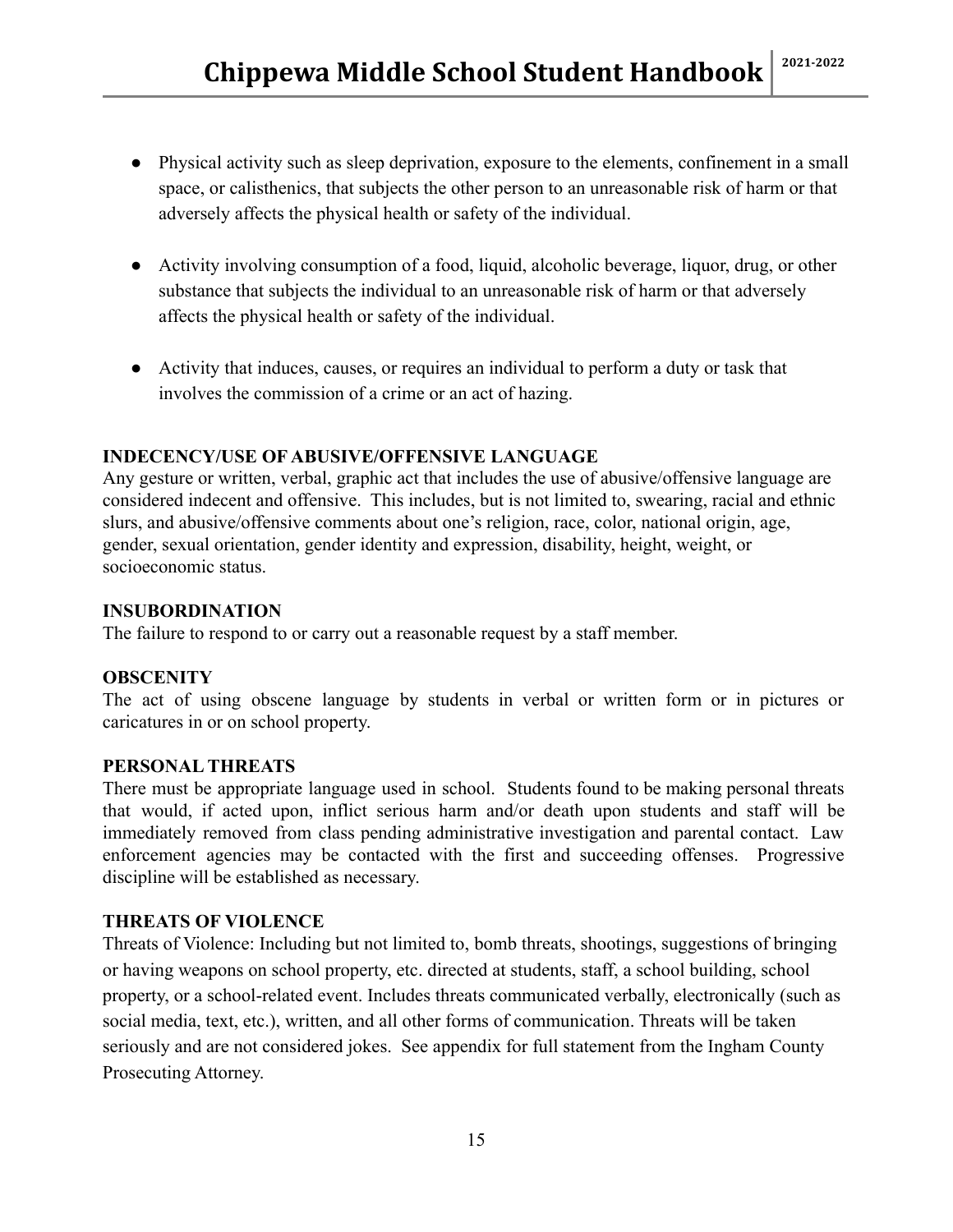- Physical activity such as sleep deprivation, exposure to the elements, confinement in a small space, or calisthenics, that subjects the other person to an unreasonable risk of harm or that adversely affects the physical health or safety of the individual.

- Activity involving consumption of a food, liquid, alcoholic beverage, liquor, drug, or other substance that subjects the individual to an unreasonable risk of harm or that adversely affects the physical health or safety of the individual.

- Activity that induces, causes, or requires an individual to perform a duty or task that involves the commission of a crime or an act of hazing.

**INDECENCY/USE OF ABUSIVE/OFFENSIVE LANGUAGE**
Any gesture or written, verbal, graphic act that includes the use of abusive/offensive language are considered indecent and offensive. This includes, but is not limited to, swearing, racial and ethnic slurs, and abusive/offensive comments about one's religion, race, color, national origin, age, gender, sexual orientation, gender identity and expression, disability, height, weight, or socioeconomic status.

**INSUBORDINATION**
The failure to respond to or carry out a reasonable request by a staff member.

**OBSCENITY**
The act of using obscene language by students in verbal or written form or in pictures or caricatures in or on school property.

**PERSONAL THREATS**
There must be appropriate language used in school. Students found to be making personal threats that would, if acted upon, inflict serious harm and/or death upon students and staff will be immediately removed from class pending administrative investigation and parental contact. Law enforcement agencies may be contacted with the first and succeeding offenses. Progressive discipline will be established as necessary.

**THREATS OF VIOLENCE**
Threats of Violence: Including but not limited to, bomb threats, shootings, suggestions of bringing or having weapons on school property, etc. directed at students, staff, a school building, school property, or a school-related event. Includes threats communicated verbally, electronically (such as social media, text, etc.), written, and all other forms of communication. Threats will be taken seriously and are not considered jokes. See appendix for full statement from the Ingham County Prosecuting Attorney.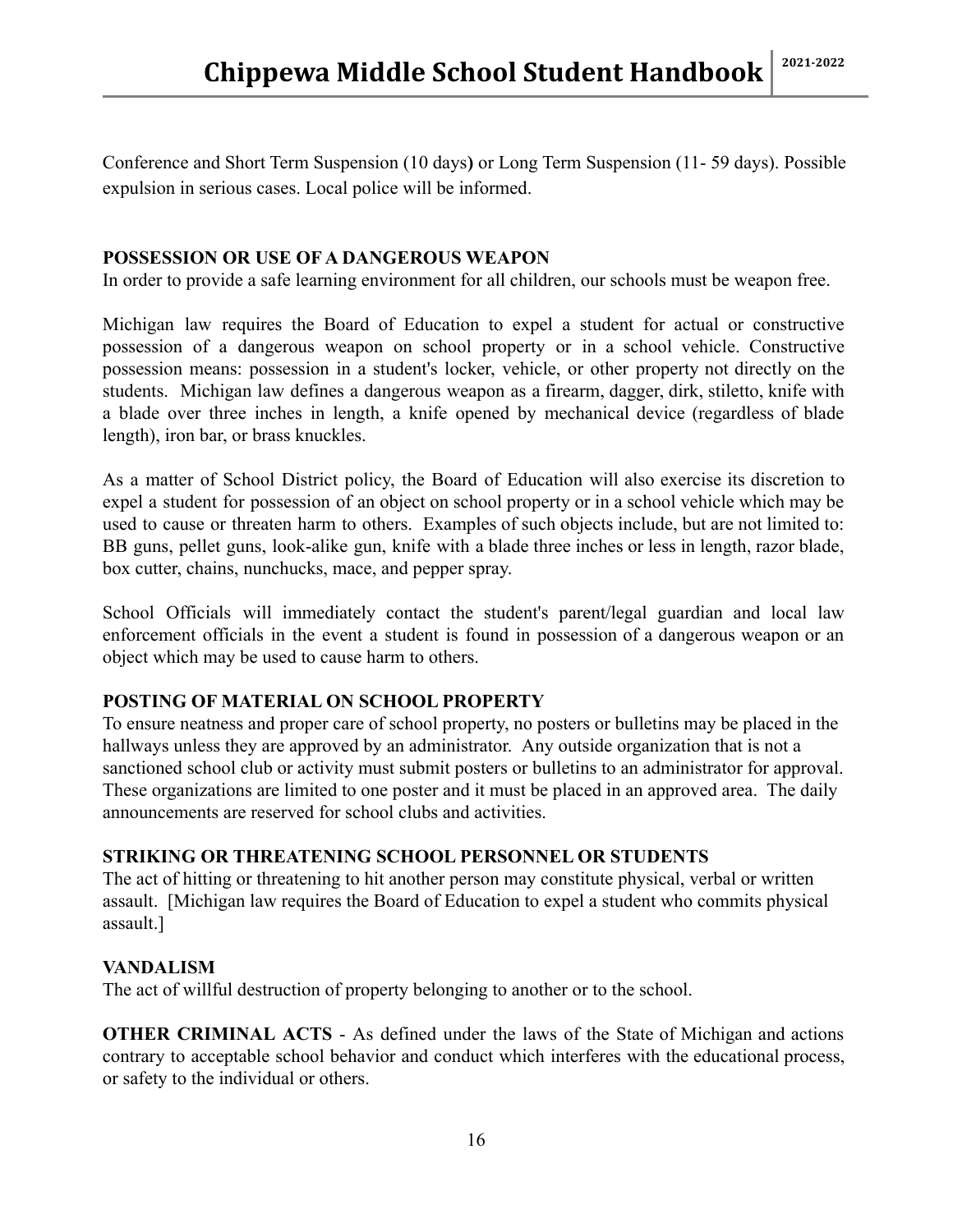Conference and Short Term Suspension (10 days**)** or Long Term Suspension (11- 59 days). Possible expulsion in serious cases. Local police will be informed.

**POSSESSION OR USE OF A DANGEROUS WEAPON**
In order to provide a safe learning environment for all children, our schools must be weapon free.

Michigan law requires the Board of Education to expel a student for actual or constructive possession of a dangerous weapon on school property or in a school vehicle. Constructive possession means: possession in a student's locker, vehicle, or other property not directly on the students. Michigan law defines a dangerous weapon as a firearm, dagger, dirk, stiletto, knife with a blade over three inches in length, a knife opened by mechanical device (regardless of blade length), iron bar, or brass knuckles.

As a matter of School District policy, the Board of Education will also exercise its discretion to expel a student for possession of an object on school property or in a school vehicle which may be used to cause or threaten harm to others. Examples of such objects include, but are not limited to: BB guns, pellet guns, look-alike gun, knife with a blade three inches or less in length, razor blade, box cutter, chains, nunchucks, mace, and pepper spray.

School Officials will immediately contact the student's parent/legal guardian and local law enforcement officials in the event a student is found in possession of a dangerous weapon or an object which may be used to cause harm to others.

**POSTING OF MATERIAL ON SCHOOL PROPERTY**
To ensure neatness and proper care of school property, no posters or bulletins may be placed in the hallways unless they are approved by an administrator. Any outside organization that is not a sanctioned school club or activity must submit posters or bulletins to an administrator for approval. These organizations are limited to one poster and it must be placed in an approved area. The daily announcements are reserved for school clubs and activities.

**STRIKING OR THREATENING SCHOOL PERSONNEL OR STUDENTS**
The act of hitting or threatening to hit another person may constitute physical, verbal or written assault. [Michigan law requires the Board of Education to expel a student who commits physical assault.]

**VANDALISM**
The act of willful destruction of property belonging to another or to the school.

**OTHER CRIMINAL ACTS** - As defined under the laws of the State of Michigan and actions contrary to acceptable school behavior and conduct which interferes with the educational process, or safety to the individual or others.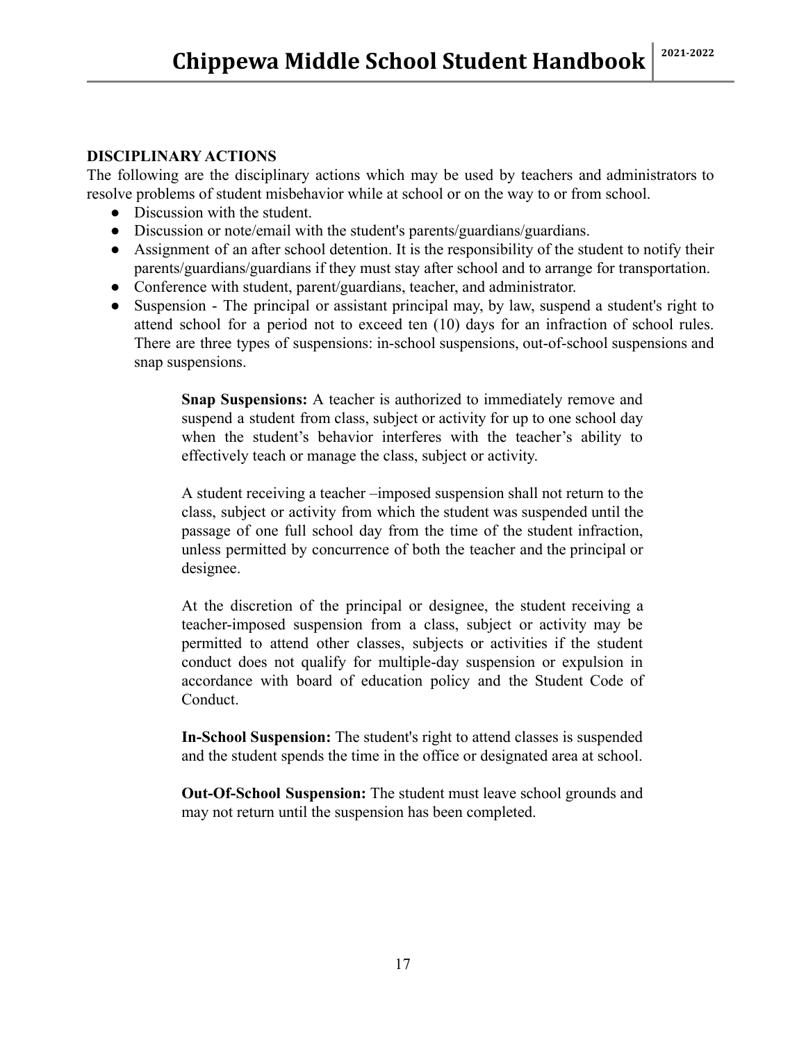## DISCIPLINARY ACTIONS

The following are the disciplinary actions which may be used by teachers and administrators to resolve problems of student misbehavior while at school or on the way to or from school.

- Discussion with the student.
- Discussion or note/email with the student's parents/guardians/guardians.
- Assignment of an after school detention. It is the responsibility of the student to notify their parents/guardians/guardians if they must stay after school and to arrange for transportation.
- Conference with student, parent/guardians, teacher, and administrator.
- Suspension - The principal or assistant principal may, by law, suspend a student's right to attend school for a period not to exceed ten (10) days for an infraction of school rules. There are three types of suspensions: in-school suspensions, out-of-school suspensions and snap suspensions.

> **Snap Suspensions:** A teacher is authorized to immediately remove and suspend a student from class, subject or activity for up to one school day when the student's behavior interferes with the teacher's ability to effectively teach or manage the class, subject or activity.
>
> A student receiving a teacher –imposed suspension shall not return to the class, subject or activity from which the student was suspended until the passage of one full school day from the time of the student infraction, unless permitted by concurrence of both the teacher and the principal or designee.
>
> At the discretion of the principal or designee, the student receiving a teacher-imposed suspension from a class, subject or activity may be permitted to attend other classes, subjects or activities if the student conduct does not qualify for multiple-day suspension or expulsion in accordance with board of education policy and the Student Code of Conduct.
>
> **In-School Suspension:** The student's right to attend classes is suspended and the student spends the time in the office or designated area at school.
>
> **Out-Of-School Suspension:** The student must leave school grounds and may not return until the suspension has been completed.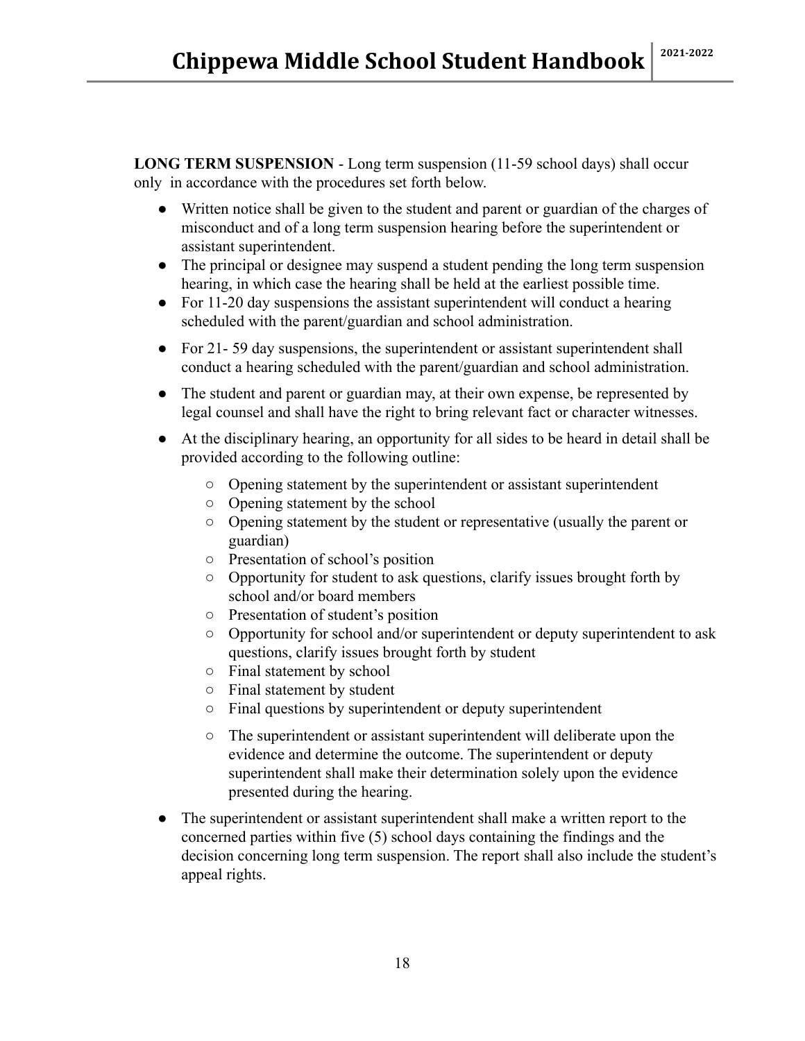**LONG TERM SUSPENSION** - Long term suspension (11-59 school days) shall occur only in accordance with the procedures set forth below.

- Written notice shall be given to the student and parent or guardian of the charges of misconduct and of a long term suspension hearing before the superintendent or assistant superintendent.
- The principal or designee may suspend a student pending the long term suspension hearing, in which case the hearing shall be held at the earliest possible time.
- For 11-20 day suspensions the assistant superintendent will conduct a hearing scheduled with the parent/guardian and school administration.
- For 21- 59 day suspensions, the superintendent or assistant superintendent shall conduct a hearing scheduled with the parent/guardian and school administration.
- The student and parent or guardian may, at their own expense, be represented by legal counsel and shall have the right to bring relevant fact or character witnesses.
- At the disciplinary hearing, an opportunity for all sides to be heard in detail shall be provided according to the following outline:
    - Opening statement by the superintendent or assistant superintendent
    - Opening statement by the school
    - Opening statement by the student or representative (usually the parent or guardian)
    - Presentation of school's position
    - Opportunity for student to ask questions, clarify issues brought forth by school and/or board members
    - Presentation of student's position
    - Opportunity for school and/or superintendent or deputy superintendent to ask questions, clarify issues brought forth by student
    - Final statement by school
    - Final statement by student
    - Final questions by superintendent or deputy superintendent
    - The superintendent or assistant superintendent will deliberate upon the evidence and determine the outcome. The superintendent or deputy superintendent shall make their determination solely upon the evidence presented during the hearing.
- The superintendent or assistant superintendent shall make a written report to the concerned parties within five (5) school days containing the findings and the decision concerning long term suspension. The report shall also include the student's appeal rights.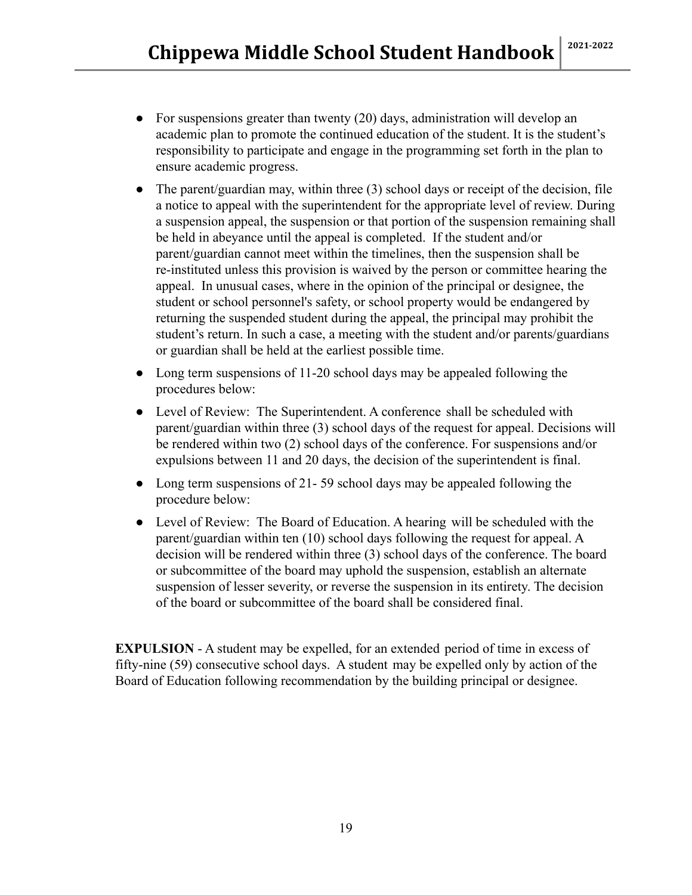- For suspensions greater than twenty (20) days, administration will develop an academic plan to promote the continued education of the student. It is the student's responsibility to participate and engage in the programming set forth in the plan to ensure academic progress.
- The parent/guardian may, within three (3) school days or receipt of the decision, file a notice to appeal with the superintendent for the appropriate level of review. During a suspension appeal, the suspension or that portion of the suspension remaining shall be held in abeyance until the appeal is completed. If the student and/or parent/guardian cannot meet within the timelines, then the suspension shall be re-instituted unless this provision is waived by the person or committee hearing the appeal. In unusual cases, where in the opinion of the principal or designee, the student or school personnel's safety, or school property would be endangered by returning the suspended student during the appeal, the principal may prohibit the student's return. In such a case, a meeting with the student and/or parents/guardians or guardian shall be held at the earliest possible time.
- Long term suspensions of 11-20 school days may be appealed following the procedures below:
- Level of Review: The Superintendent. A conference shall be scheduled with parent/guardian within three (3) school days of the request for appeal. Decisions will be rendered within two (2) school days of the conference. For suspensions and/or expulsions between 11 and 20 days, the decision of the superintendent is final.
- Long term suspensions of 21- 59 school days may be appealed following the procedure below:
- Level of Review: The Board of Education. A hearing will be scheduled with the parent/guardian within ten (10) school days following the request for appeal. A decision will be rendered within three (3) school days of the conference. The board or subcommittee of the board may uphold the suspension, establish an alternate suspension of lesser severity, or reverse the suspension in its entirety. The decision of the board or subcommittee of the board shall be considered final.

**EXPULSION** - A student may be expelled, for an extended period of time in excess of fifty-nine (59) consecutive school days. A student may be expelled only by action of the Board of Education following recommendation by the building principal or designee.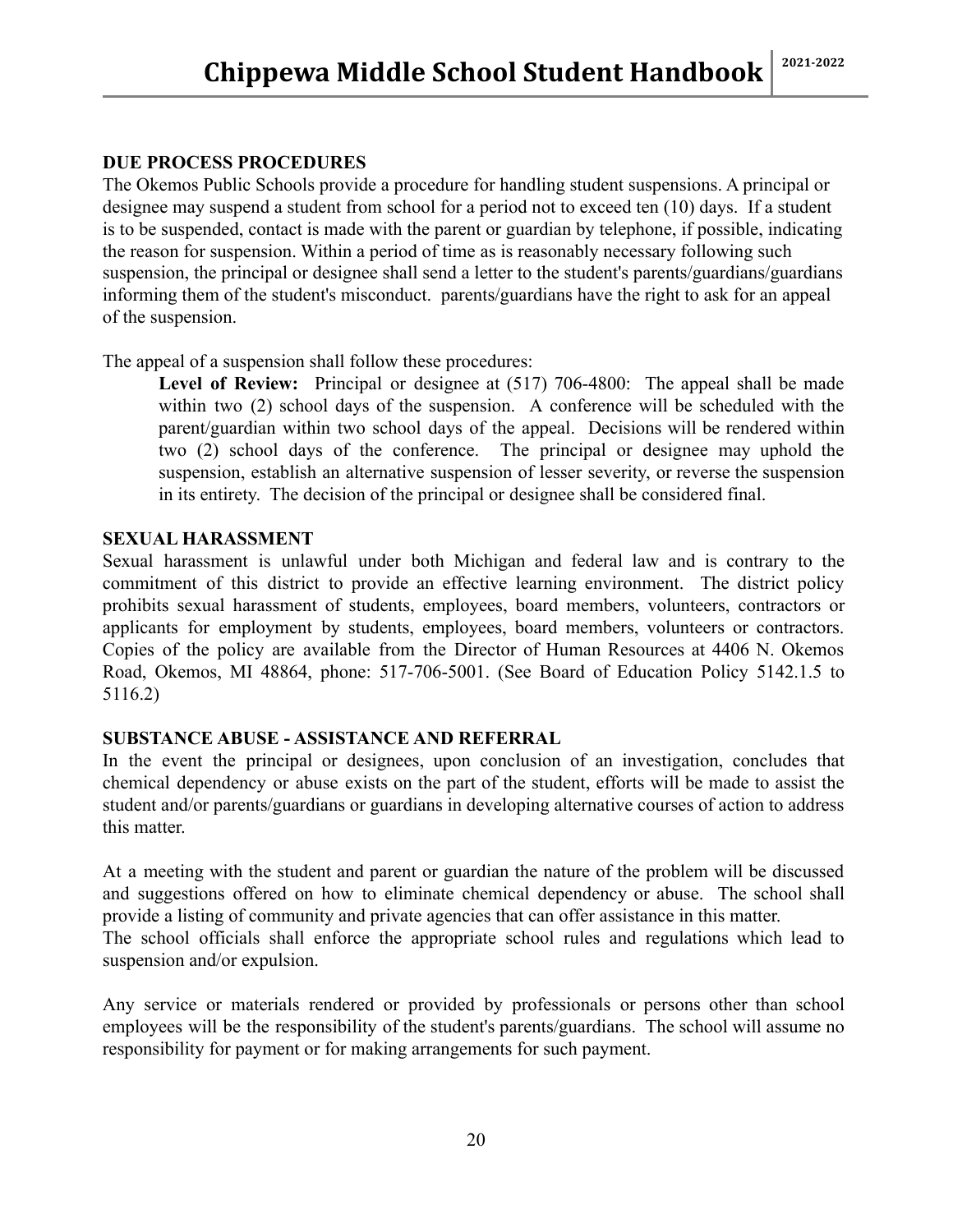## DUE PROCESS PROCEDURES

The Okemos Public Schools provide a procedure for handling student suspensions. A principal or designee may suspend a student from school for a period not to exceed ten (10) days. If a student is to be suspended, contact is made with the parent or guardian by telephone, if possible, indicating the reason for suspension. Within a period of time as is reasonably necessary following such suspension, the principal or designee shall send a letter to the student's parents/guardians/guardians informing them of the student's misconduct. parents/guardians have the right to ask for an appeal of the suspension.

The appeal of a suspension shall follow these procedures:

> **Level of Review:** Principal or designee at (517) 706-4800: The appeal shall be made within two (2) school days of the suspension. A conference will be scheduled with the parent/guardian within two school days of the appeal. Decisions will be rendered within two (2) school days of the conference. The principal or designee may uphold the suspension, establish an alternative suspension of lesser severity, or reverse the suspension in its entirety. The decision of the principal or designee shall be considered final.

## SEXUAL HARASSMENT

Sexual harassment is unlawful under both Michigan and federal law and is contrary to the commitment of this district to provide an effective learning environment. The district policy prohibits sexual harassment of students, employees, board members, volunteers, contractors or applicants for employment by students, employees, board members, volunteers or contractors. Copies of the policy are available from the Director of Human Resources at 4406 N. Okemos Road, Okemos, MI 48864, phone: 517-706-5001. (See Board of Education Policy 5142.1.5 to 5116.2)

## SUBSTANCE ABUSE - ASSISTANCE AND REFERRAL

In the event the principal or designees, upon conclusion of an investigation, concludes that chemical dependency or abuse exists on the part of the student, efforts will be made to assist the student and/or parents/guardians or guardians in developing alternative courses of action to address this matter.

At a meeting with the student and parent or guardian the nature of the problem will be discussed and suggestions offered on how to eliminate chemical dependency or abuse. The school shall provide a listing of community and private agencies that can offer assistance in this matter.
The school officials shall enforce the appropriate school rules and regulations which lead to suspension and/or expulsion.

Any service or materials rendered or provided by professionals or persons other than school employees will be the responsibility of the student's parents/guardians. The school will assume no responsibility for payment or for making arrangements for such payment.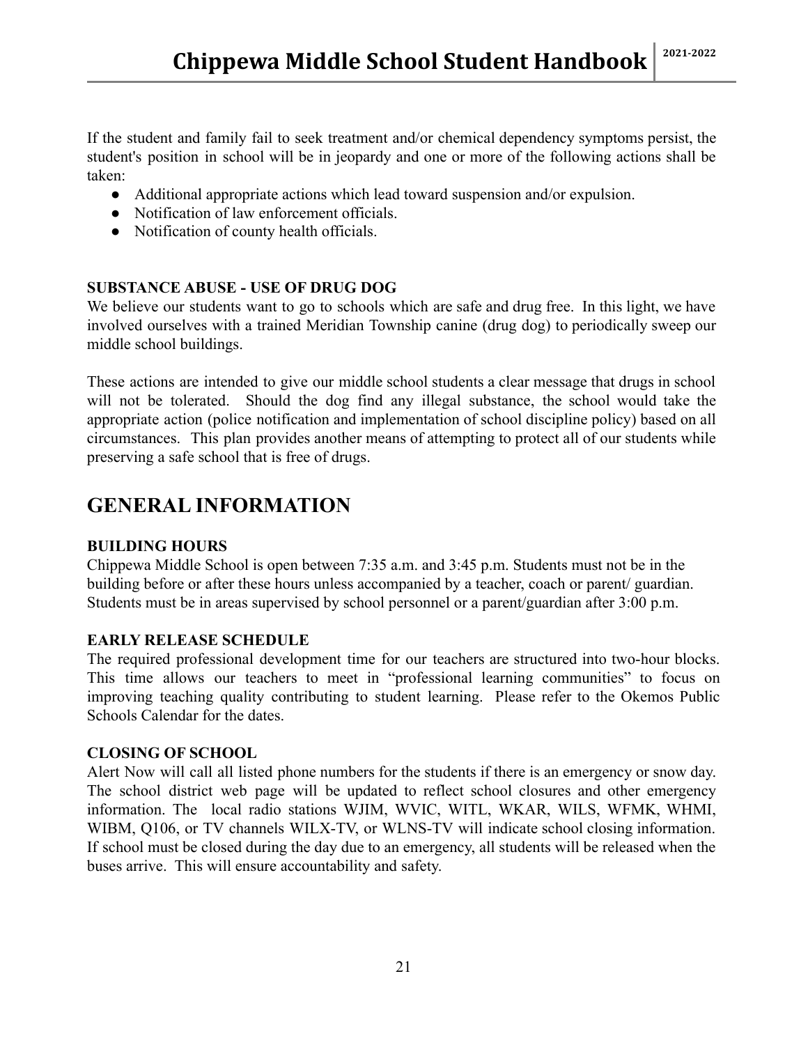If the student and family fail to seek treatment and/or chemical dependency symptoms persist, the student's position in school will be in jeopardy and one or more of the following actions shall be taken:

- Additional appropriate actions which lead toward suspension and/or expulsion.
- Notification of law enforcement officials.
- Notification of county health officials.

**SUBSTANCE ABUSE - USE OF DRUG DOG**

We believe our students want to go to schools which are safe and drug free. In this light, we have involved ourselves with a trained Meridian Township canine (drug dog) to periodically sweep our middle school buildings.

These actions are intended to give our middle school students a clear message that drugs in school will not be tolerated. Should the dog find any illegal substance, the school would take the appropriate action (police notification and implementation of school discipline policy) based on all circumstances. This plan provides another means of attempting to protect all of our students while preserving a safe school that is free of drugs.

## GENERAL INFORMATION

**BUILDING HOURS**

Chippewa Middle School is open between 7:35 a.m. and 3:45 p.m. Students must not be in the building before or after these hours unless accompanied by a teacher, coach or parent/ guardian. Students must be in areas supervised by school personnel or a parent/guardian after 3:00 p.m.

**EARLY RELEASE SCHEDULE**

The required professional development time for our teachers are structured into two-hour blocks. This time allows our teachers to meet in "professional learning communities" to focus on improving teaching quality contributing to student learning. Please refer to the Okemos Public Schools Calendar for the dates.

**CLOSING OF SCHOOL**

Alert Now will call all listed phone numbers for the students if there is an emergency or snow day. The school district web page will be updated to reflect school closures and other emergency information. The local radio stations WJIM, WVIC, WITL, WKAR, WILS, WFMK, WHMI, WIBM, Q106, or TV channels WILX-TV, or WLNS-TV will indicate school closing information. If school must be closed during the day due to an emergency, all students will be released when the buses arrive. This will ensure accountability and safety.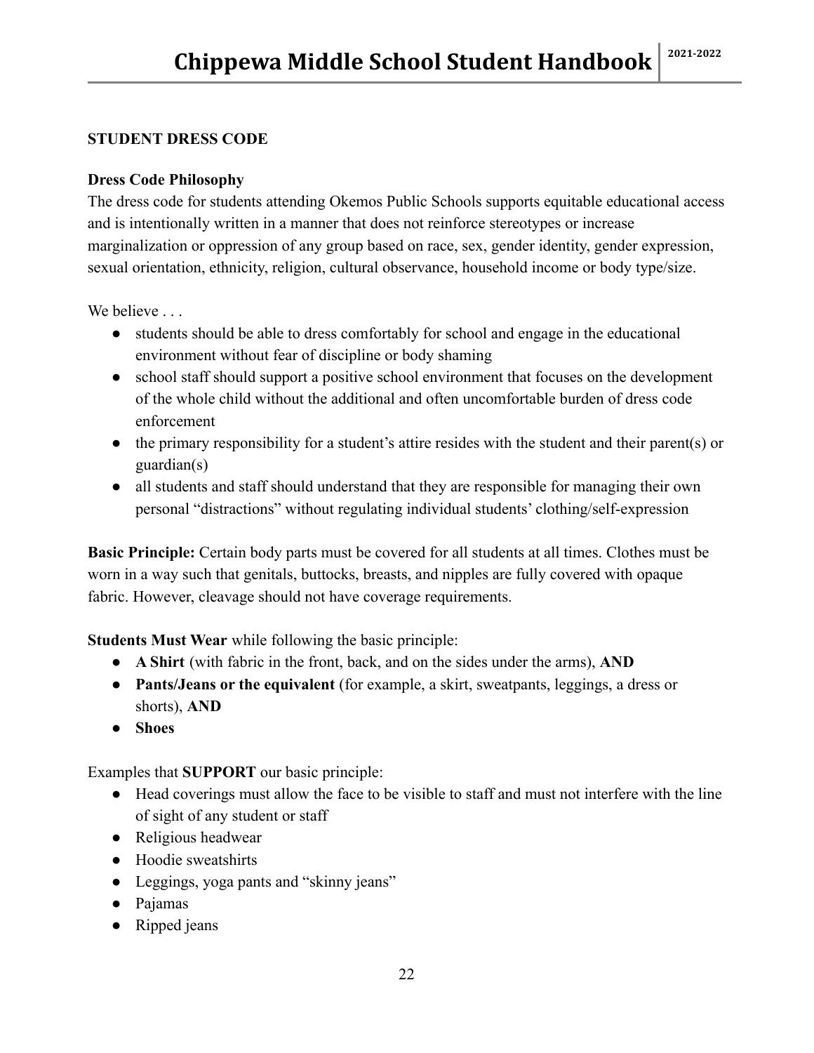## STUDENT DRESS CODE

### Dress Code Philosophy

The dress code for students attending Okemos Public Schools supports equitable educational access and is intentionally written in a manner that does not reinforce stereotypes or increase marginalization or oppression of any group based on race, sex, gender identity, gender expression, sexual orientation, ethnicity, religion, cultural observance, household income or body type/size.

We believe . . .

- students should be able to dress comfortably for school and engage in the educational environment without fear of discipline or body shaming
- school staff should support a positive school environment that focuses on the development of the whole child without the additional and often uncomfortable burden of dress code enforcement
- the primary responsibility for a student's attire resides with the student and their parent(s) or guardian(s)
- all students and staff should understand that they are responsible for managing their own personal "distractions" without regulating individual students' clothing/self-expression

**Basic Principle:** Certain body parts must be covered for all students at all times. Clothes must be worn in a way such that genitals, buttocks, breasts, and nipples are fully covered with opaque fabric. However, cleavage should not have coverage requirements.

**Students Must Wear** while following the basic principle:

- **A Shirt** (with fabric in the front, back, and on the sides under the arms), **AND**
- **Pants/Jeans or the equivalent** (for example, a skirt, sweatpants, leggings, a dress or shorts), **AND**
- **Shoes**

Examples that **SUPPORT** our basic principle:

- Head coverings must allow the face to be visible to staff and must not interfere with the line of sight of any student or staff
- Religious headwear
- Hoodie sweatshirts
- Leggings, yoga pants and "skinny jeans"
- Pajamas
- Ripped jeans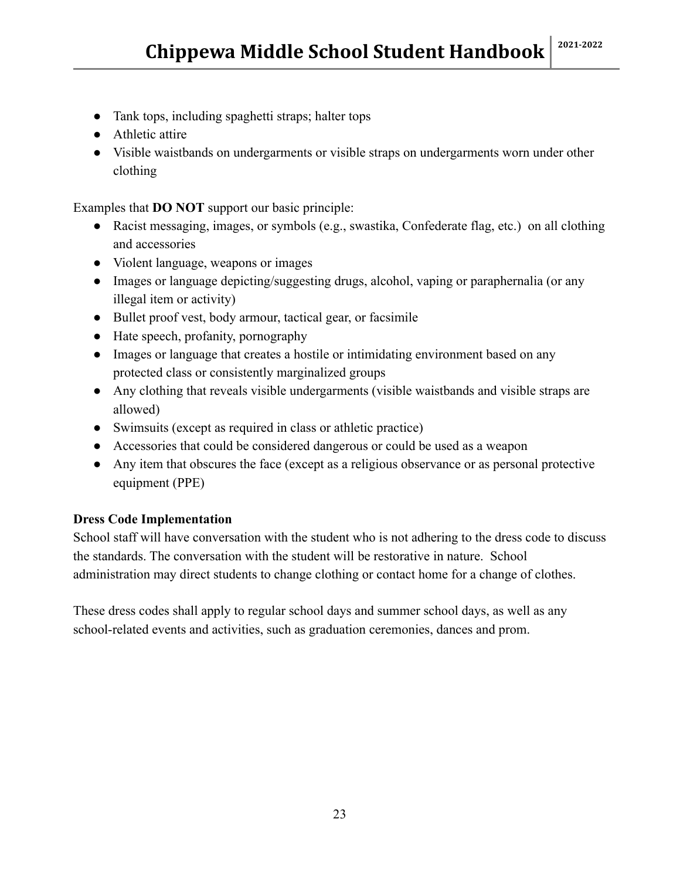- Tank tops, including spaghetti straps; halter tops
- Athletic attire
- Visible waistbands on undergarments or visible straps on undergarments worn under other clothing

Examples that **DO NOT** support our basic principle:

- Racist messaging, images, or symbols (e.g., swastika, Confederate flag, etc.) on all clothing and accessories
- Violent language, weapons or images
- Images or language depicting/suggesting drugs, alcohol, vaping or paraphernalia (or any illegal item or activity)
- Bullet proof vest, body armour, tactical gear, or facsimile
- Hate speech, profanity, pornography
- Images or language that creates a hostile or intimidating environment based on any protected class or consistently marginalized groups
- Any clothing that reveals visible undergarments (visible waistbands and visible straps are allowed)
- Swimsuits (except as required in class or athletic practice)
- Accessories that could be considered dangerous or could be used as a weapon
- Any item that obscures the face (except as a religious observance or as personal protective equipment (PPE)

**Dress Code Implementation**

School staff will have conversation with the student who is not adhering to the dress code to discuss the standards. The conversation with the student will be restorative in nature. School administration may direct students to change clothing or contact home for a change of clothes.

These dress codes shall apply to regular school days and summer school days, as well as any school-related events and activities, such as graduation ceremonies, dances and prom.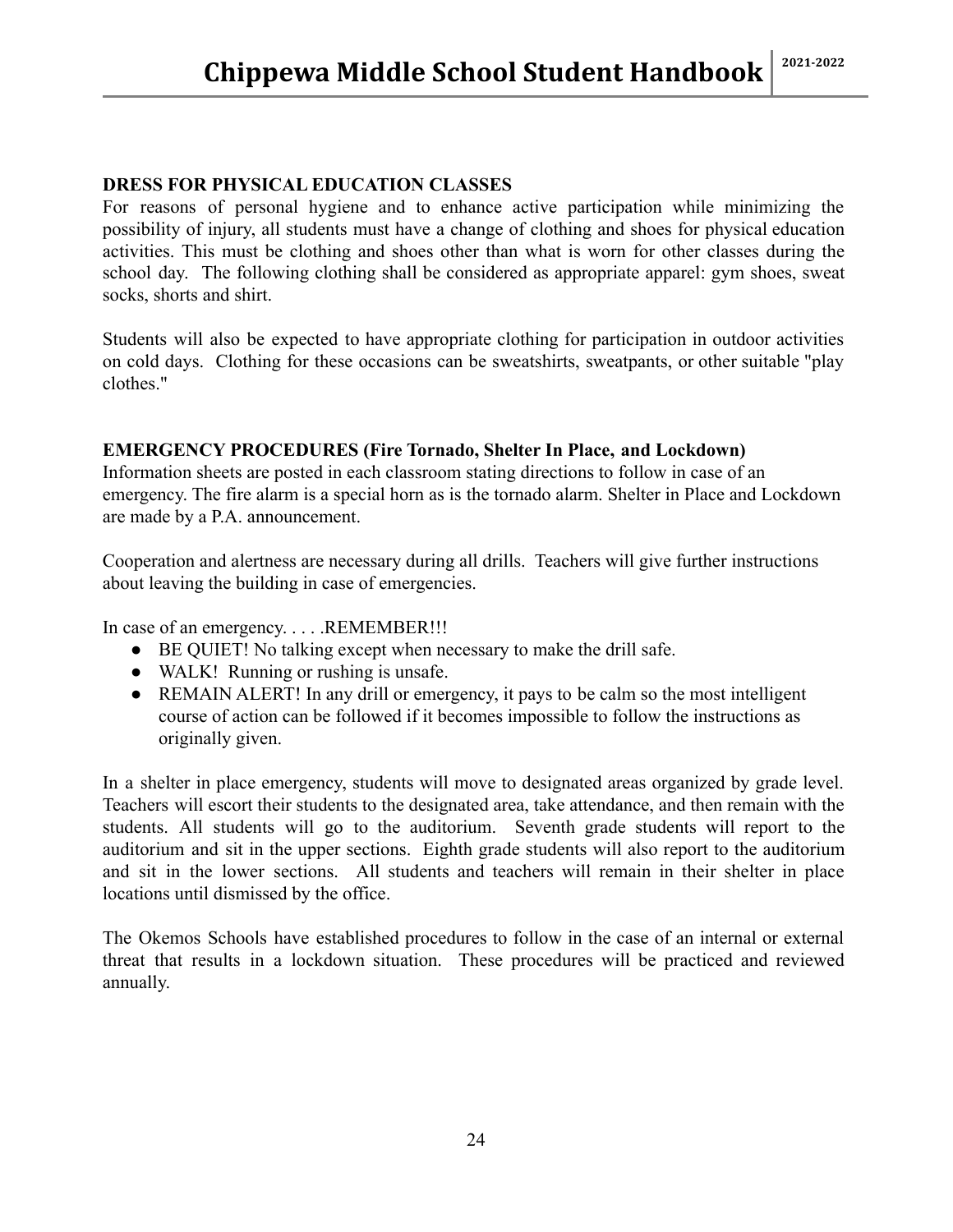## DRESS FOR PHYSICAL EDUCATION CLASSES

For reasons of personal hygiene and to enhance active participation while minimizing the possibility of injury, all students must have a change of clothing and shoes for physical education activities. This must be clothing and shoes other than what is worn for other classes during the school day. The following clothing shall be considered as appropriate apparel: gym shoes, sweat socks, shorts and shirt.

Students will also be expected to have appropriate clothing for participation in outdoor activities on cold days. Clothing for these occasions can be sweatshirts, sweatpants, or other suitable "play clothes."

## EMERGENCY PROCEDURES (Fire Tornado, Shelter In Place, and Lockdown)

Information sheets are posted in each classroom stating directions to follow in case of an emergency. The fire alarm is a special horn as is the tornado alarm. Shelter in Place and Lockdown are made by a P.A. announcement.

Cooperation and alertness are necessary during all drills. Teachers will give further instructions about leaving the building in case of emergencies.

In case of an emergency. . . . .REMEMBER!!!

- BE QUIET! No talking except when necessary to make the drill safe.
- WALK! Running or rushing is unsafe.
- REMAIN ALERT! In any drill or emergency, it pays to be calm so the most intelligent course of action can be followed if it becomes impossible to follow the instructions as originally given.

In a shelter in place emergency, students will move to designated areas organized by grade level. Teachers will escort their students to the designated area, take attendance, and then remain with the students. All students will go to the auditorium. Seventh grade students will report to the auditorium and sit in the upper sections. Eighth grade students will also report to the auditorium and sit in the lower sections. All students and teachers will remain in their shelter in place locations until dismissed by the office.

The Okemos Schools have established procedures to follow in the case of an internal or external threat that results in a lockdown situation. These procedures will be practiced and reviewed annually.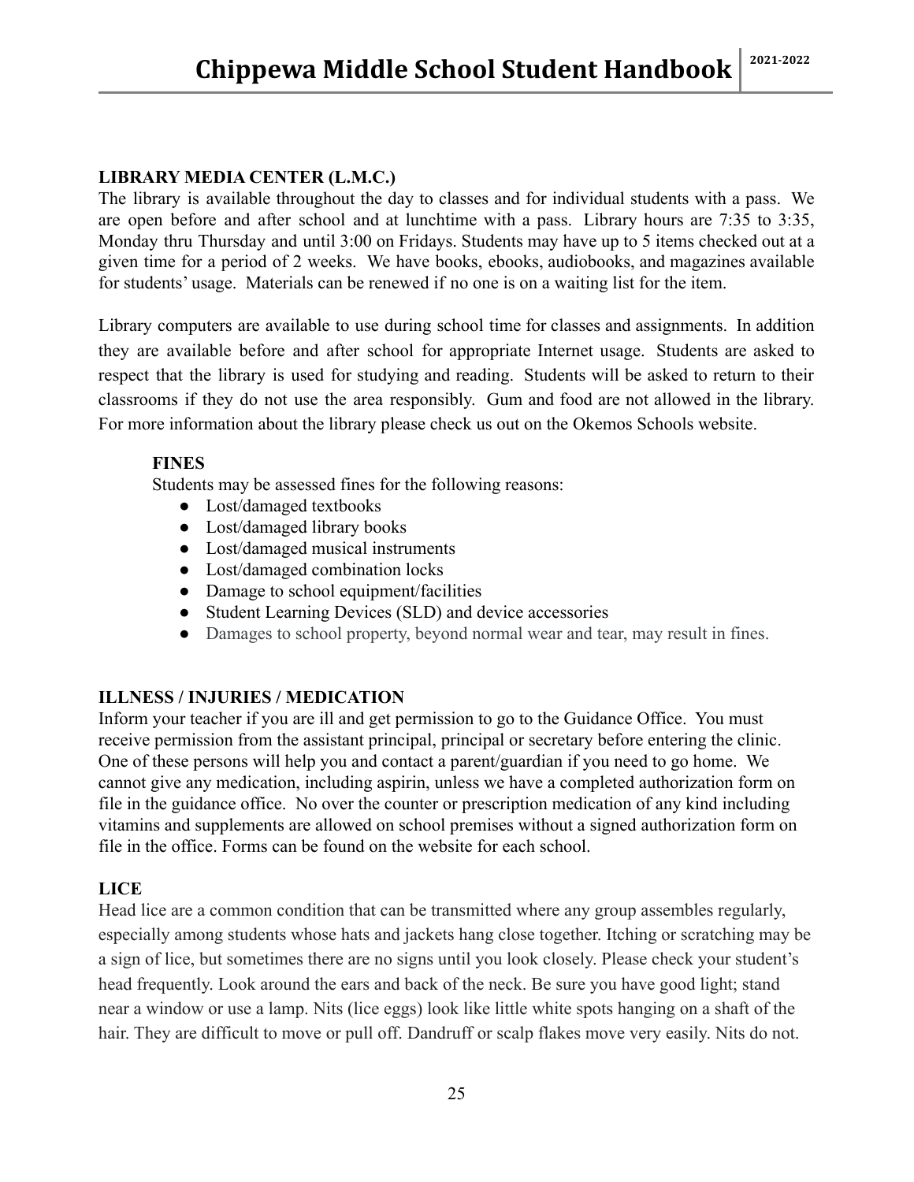## LIBRARY MEDIA CENTER (L.M.C.)

The library is available throughout the day to classes and for individual students with a pass. We are open before and after school and at lunchtime with a pass. Library hours are 7:35 to 3:35, Monday thru Thursday and until 3:00 on Fridays. Students may have up to 5 items checked out at a given time for a period of 2 weeks. We have books, ebooks, audiobooks, and magazines available for students' usage. Materials can be renewed if no one is on a waiting list for the item.

Library computers are available to use during school time for classes and assignments. In addition they are available before and after school for appropriate Internet usage. Students are asked to respect that the library is used for studying and reading. Students will be asked to return to their classrooms if they do not use the area responsibly. Gum and food are not allowed in the library. For more information about the library please check us out on the Okemos Schools website.

### FINES

Students may be assessed fines for the following reasons:

- Lost/damaged textbooks
- Lost/damaged library books
- Lost/damaged musical instruments
- Lost/damaged combination locks
- Damage to school equipment/facilities
- Student Learning Devices (SLD) and device accessories
- Damages to school property, beyond normal wear and tear, may result in fines.

## ILLNESS / INJURIES / MEDICATION

Inform your teacher if you are ill and get permission to go to the Guidance Office. You must receive permission from the assistant principal, principal or secretary before entering the clinic. One of these persons will help you and contact a parent/guardian if you need to go home. We cannot give any medication, including aspirin, unless we have a completed authorization form on file in the guidance office. No over the counter or prescription medication of any kind including vitamins and supplements are allowed on school premises without a signed authorization form on file in the office. Forms can be found on the website for each school.

## LICE

Head lice are a common condition that can be transmitted where any group assembles regularly, especially among students whose hats and jackets hang close together. Itching or scratching may be a sign of lice, but sometimes there are no signs until you look closely. Please check your student's head frequently. Look around the ears and back of the neck. Be sure you have good light; stand near a window or use a lamp. Nits (lice eggs) look like little white spots hanging on a shaft of the hair. They are difficult to move or pull off. Dandruff or scalp flakes move very easily. Nits do not.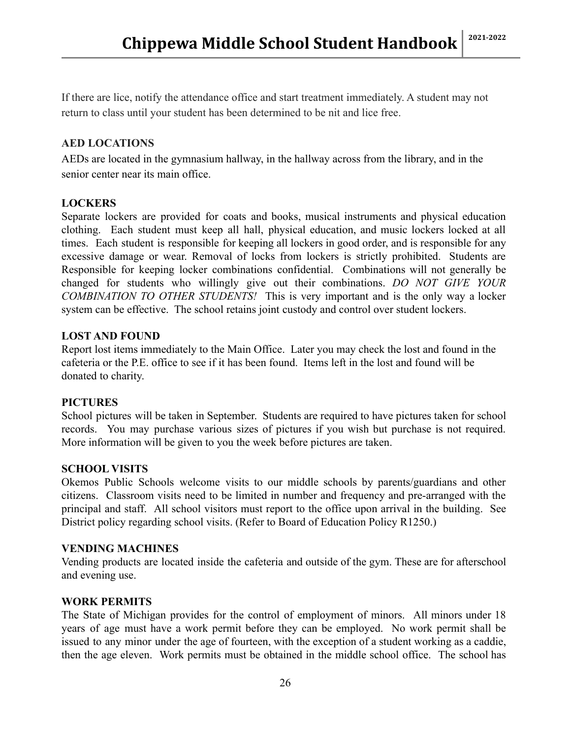If there are lice, notify the attendance office and start treatment immediately. A student may not return to class until your student has been determined to be nit and lice free.

**AED LOCATIONS**

AEDs are located in the gymnasium hallway, in the hallway across from the library, and in the senior center near its main office.

**LOCKERS**

Separate lockers are provided for coats and books, musical instruments and physical education clothing. Each student must keep all hall, physical education, and music lockers locked at all times. Each student is responsible for keeping all lockers in good order, and is responsible for any excessive damage or wear. Removal of locks from lockers is strictly prohibited. Students are Responsible for keeping locker combinations confidential. Combinations will not generally be changed for students who willingly give out their combinations. *DO NOT GIVE YOUR COMBINATION TO OTHER STUDENTS!* This is very important and is the only way a locker system can be effective. The school retains joint custody and control over student lockers.

**LOST AND FOUND**

Report lost items immediately to the Main Office. Later you may check the lost and found in the cafeteria or the P.E. office to see if it has been found. Items left in the lost and found will be donated to charity.

**PICTURES**

School pictures will be taken in September. Students are required to have pictures taken for school records. You may purchase various sizes of pictures if you wish but purchase is not required. More information will be given to you the week before pictures are taken.

**SCHOOL VISITS**

Okemos Public Schools welcome visits to our middle schools by parents/guardians and other citizens. Classroom visits need to be limited in number and frequency and pre-arranged with the principal and staff. All school visitors must report to the office upon arrival in the building. See District policy regarding school visits. (Refer to Board of Education Policy R1250.)

**VENDING MACHINES**

Vending products are located inside the cafeteria and outside of the gym. These are for afterschool and evening use.

**WORK PERMITS**

The State of Michigan provides for the control of employment of minors. All minors under 18 years of age must have a work permit before they can be employed. No work permit shall be issued to any minor under the age of fourteen, with the exception of a student working as a caddie, then the age eleven. Work permits must be obtained in the middle school office. The school has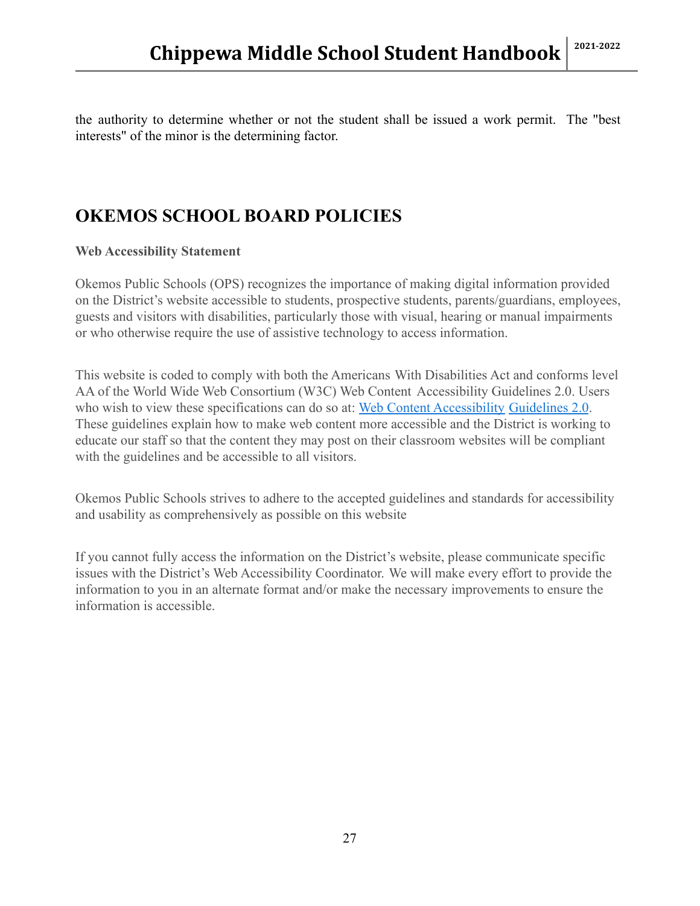the authority to determine whether or not the student shall be issued a work permit. The "best interests" of the minor is the determining factor.

## OKEMOS SCHOOL BOARD POLICIES

**Web Accessibility Statement**

Okemos Public Schools (OPS) recognizes the importance of making digital information provided on the District's website accessible to students, prospective students, parents/guardians, employees, guests and visitors with disabilities, particularly those with visual, hearing or manual impairments or who otherwise require the use of assistive technology to access information.

This website is coded to comply with both the Americans With Disabilities Act and conforms level AA of the World Wide Web Consortium (W3C) Web Content Accessibility Guidelines 2.0. Users who wish to view these specifications can do so at: Web Content Accessibility Guidelines 2.0. These guidelines explain how to make web content more accessible and the District is working to educate our staff so that the content they may post on their classroom websites will be compliant with the guidelines and be accessible to all visitors.

Okemos Public Schools strives to adhere to the accepted guidelines and standards for accessibility and usability as comprehensively as possible on this website

If you cannot fully access the information on the District's website, please communicate specific issues with the District's Web Accessibility Coordinator. We will make every effort to provide the information to you in an alternate format and/or make the necessary improvements to ensure the information is accessible.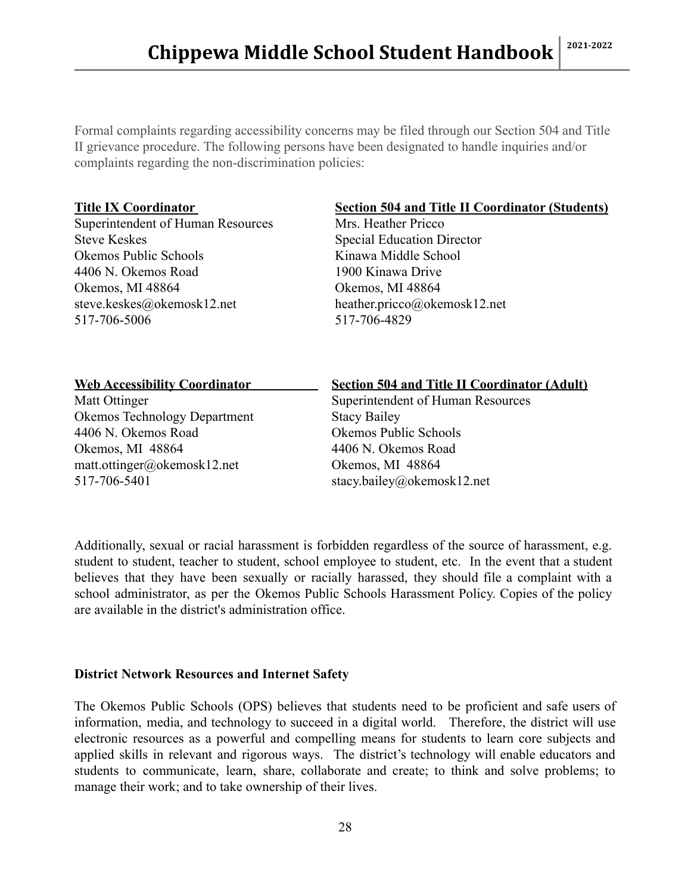Formal complaints regarding accessibility concerns may be filed through our Section 504 and Title II grievance procedure. The following persons have been designated to handle inquiries and/or complaints regarding the non-discrimination policies:

**Title IX Coordinator**
Superintendent of Human Resources
Steve Keskes
Okemos Public Schools
4406 N. Okemos Road
Okemos, MI 48864
steve.keskes@okemosk12.net
517-706-5006

**Section 504 and Title II Coordinator (Students)**
Mrs. Heather Pricco
Special Education Director
Kinawa Middle School
1900 Kinawa Drive
Okemos, MI 48864
heather.pricco@okemosk12.net
517-706-4829

**Web Accessibility Coordinator**
Matt Ottinger
Okemos Technology Department
4406 N. Okemos Road
Okemos, MI 48864
matt.ottinger@okemosk12.net
517-706-5401

**Section 504 and Title II Coordinator (Adult)**
Superintendent of Human Resources
Stacy Bailey
Okemos Public Schools
4406 N. Okemos Road
Okemos, MI 48864
stacy.bailey@okemosk12.net

Additionally, sexual or racial harassment is forbidden regardless of the source of harassment, e.g. student to student, teacher to student, school employee to student, etc. In the event that a student believes that they have been sexually or racially harassed, they should file a complaint with a school administrator, as per the Okemos Public Schools Harassment Policy. Copies of the policy are available in the district's administration office.

**District Network Resources and Internet Safety**

The Okemos Public Schools (OPS) believes that students need to be proficient and safe users of information, media, and technology to succeed in a digital world. Therefore, the district will use electronic resources as a powerful and compelling means for students to learn core subjects and applied skills in relevant and rigorous ways. The district's technology will enable educators and students to communicate, learn, share, collaborate and create; to think and solve problems; to manage their work; and to take ownership of their lives.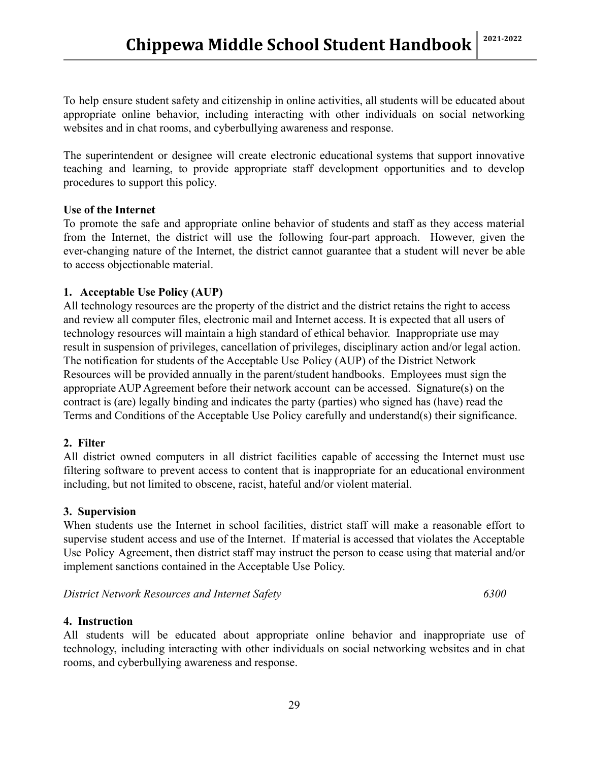To help ensure student safety and citizenship in online activities, all students will be educated about appropriate online behavior, including interacting with other individuals on social networking websites and in chat rooms, and cyberbullying awareness and response.

The superintendent or designee will create electronic educational systems that support innovative teaching and learning, to provide appropriate staff development opportunities and to develop procedures to support this policy.

**Use of the Internet**
To promote the safe and appropriate online behavior of students and staff as they access material from the Internet, the district will use the following four-part approach. However, given the ever-changing nature of the Internet, the district cannot guarantee that a student will never be able to access objectionable material.

**1. Acceptable Use Policy (AUP)**
All technology resources are the property of the district and the district retains the right to access and review all computer files, electronic mail and Internet access. It is expected that all users of technology resources will maintain a high standard of ethical behavior. Inappropriate use may result in suspension of privileges, cancellation of privileges, disciplinary action and/or legal action. The notification for students of the Acceptable Use Policy (AUP) of the District Network Resources will be provided annually in the parent/student handbooks. Employees must sign the appropriate AUP Agreement before their network account can be accessed. Signature(s) on the contract is (are) legally binding and indicates the party (parties) who signed has (have) read the Terms and Conditions of the Acceptable Use Policy carefully and understand(s) their significance.

**2. Filter**
All district owned computers in all district facilities capable of accessing the Internet must use filtering software to prevent access to content that is inappropriate for an educational environment including, but not limited to obscene, racist, hateful and/or violent material.

**3. Supervision**
When students use the Internet in school facilities, district staff will make a reasonable effort to supervise student access and use of the Internet. If material is accessed that violates the Acceptable Use Policy Agreement, then district staff may instruct the person to cease using that material and/or implement sanctions contained in the Acceptable Use Policy.

*District Network Resources and Internet Safety* 6300

**4. Instruction**
All students will be educated about appropriate online behavior and inappropriate use of technology, including interacting with other individuals on social networking websites and in chat rooms, and cyberbullying awareness and response.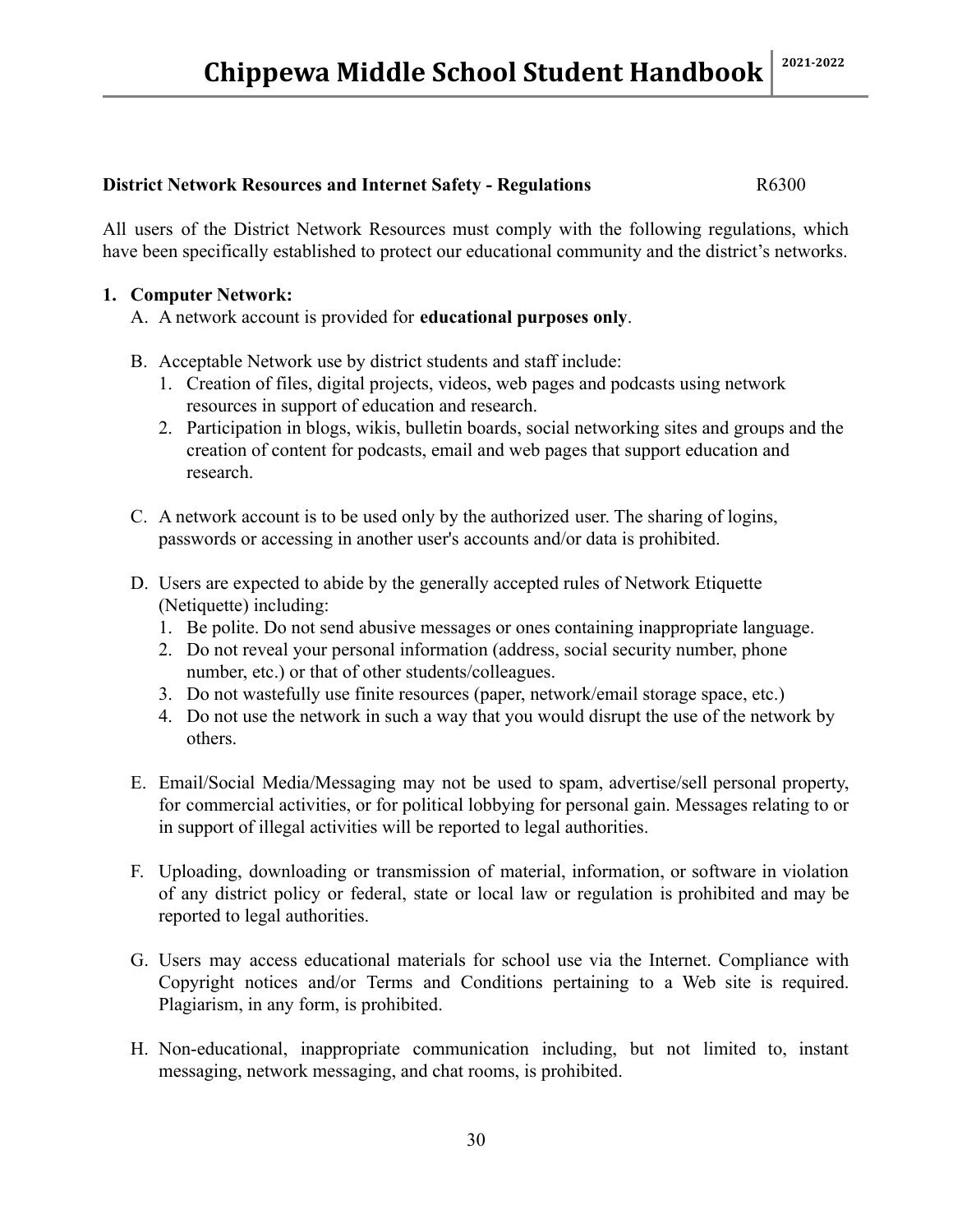**District Network Resources and Internet Safety - Regulations** R6300

All users of the District Network Resources must comply with the following regulations, which have been specifically established to protect our educational community and the district's networks.

1. **Computer Network:**
   A. A network account is provided for **educational purposes only**.

   B. Acceptable Network use by district students and staff include:
      1. Creation of files, digital projects, videos, web pages and podcasts using network resources in support of education and research.
      2. Participation in blogs, wikis, bulletin boards, social networking sites and groups and the creation of content for podcasts, email and web pages that support education and research.

   C. A network account is to be used only by the authorized user. The sharing of logins, passwords or accessing in another user's accounts and/or data is prohibited.

   D. Users are expected to abide by the generally accepted rules of Network Etiquette (Netiquette) including:
      1. Be polite. Do not send abusive messages or ones containing inappropriate language.
      2. Do not reveal your personal information (address, social security number, phone number, etc.) or that of other students/colleagues.
      3. Do not wastefully use finite resources (paper, network/email storage space, etc.)
      4. Do not use the network in such a way that you would disrupt the use of the network by others.

   E. Email/Social Media/Messaging may not be used to spam, advertise/sell personal property, for commercial activities, or for political lobbying for personal gain. Messages relating to or in support of illegal activities will be reported to legal authorities.

   F. Uploading, downloading or transmission of material, information, or software in violation of any district policy or federal, state or local law or regulation is prohibited and may be reported to legal authorities.

   G. Users may access educational materials for school use via the Internet. Compliance with Copyright notices and/or Terms and Conditions pertaining to a Web site is required. Plagiarism, in any form, is prohibited.

   H. Non-educational, inappropriate communication including, but not limited to, instant messaging, network messaging, and chat rooms, is prohibited.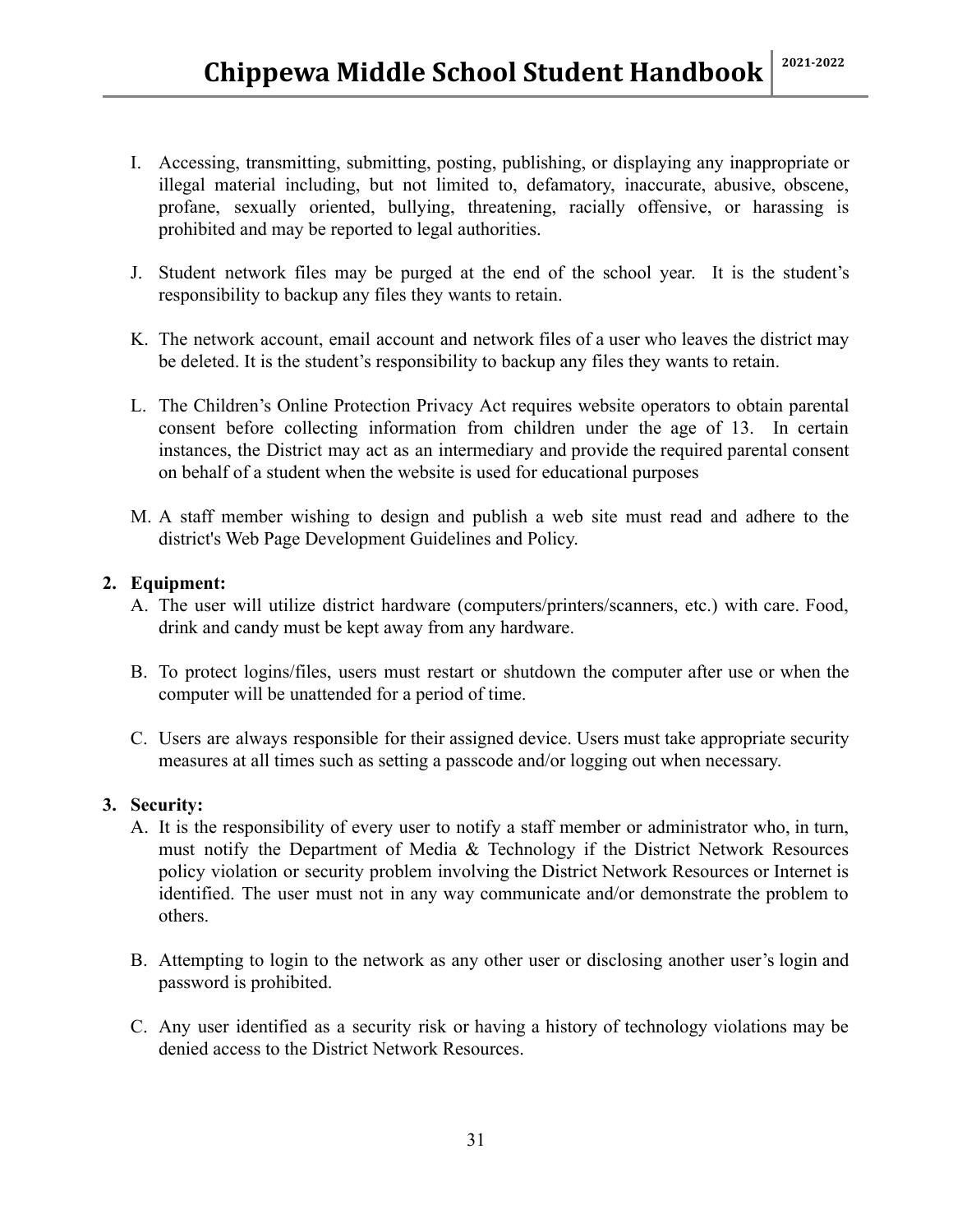I. Accessing, transmitting, submitting, posting, publishing, or displaying any inappropriate or illegal material including, but not limited to, defamatory, inaccurate, abusive, obscene, profane, sexually oriented, bullying, threatening, racially offensive, or harassing is prohibited and may be reported to legal authorities.

J. Student network files may be purged at the end of the school year. It is the student's responsibility to backup any files they wants to retain.

K. The network account, email account and network files of a user who leaves the district may be deleted. It is the student's responsibility to backup any files they wants to retain.

L. The Children's Online Protection Privacy Act requires website operators to obtain parental consent before collecting information from children under the age of 13. In certain instances, the District may act as an intermediary and provide the required parental consent on behalf of a student when the website is used for educational purposes

M. A staff member wishing to design and publish a web site must read and adhere to the district's Web Page Development Guidelines and Policy.

2. **Equipment:**

A. The user will utilize district hardware (computers/printers/scanners, etc.) with care. Food, drink and candy must be kept away from any hardware.

B. To protect logins/files, users must restart or shutdown the computer after use or when the computer will be unattended for a period of time.

C. Users are always responsible for their assigned device. Users must take appropriate security measures at all times such as setting a passcode and/or logging out when necessary.

3. **Security:**

A. It is the responsibility of every user to notify a staff member or administrator who, in turn, must notify the Department of Media & Technology if the District Network Resources policy violation or security problem involving the District Network Resources or Internet is identified. The user must not in any way communicate and/or demonstrate the problem to others.

B. Attempting to login to the network as any other user or disclosing another user's login and password is prohibited.

C. Any user identified as a security risk or having a history of technology violations may be denied access to the District Network Resources.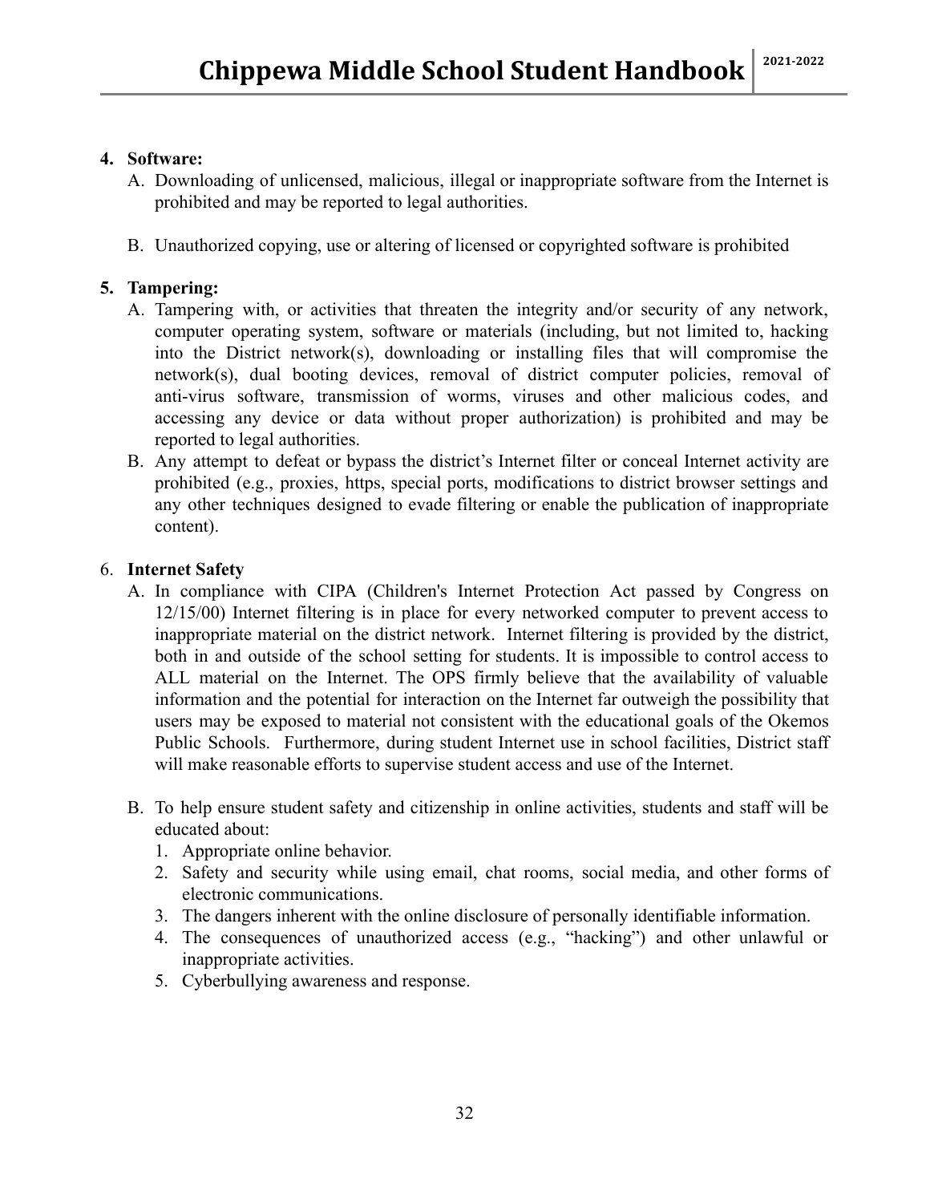**4. Software:**

A. Downloading of unlicensed, malicious, illegal or inappropriate software from the Internet is prohibited and may be reported to legal authorities.

B. Unauthorized copying, use or altering of licensed or copyrighted software is prohibited

**5. Tampering:**

A. Tampering with, or activities that threaten the integrity and/or security of any network, computer operating system, software or materials (including, but not limited to, hacking into the District network(s), downloading or installing files that will compromise the network(s), dual booting devices, removal of district computer policies, removal of anti-virus software, transmission of worms, viruses and other malicious codes, and accessing any device or data without proper authorization) is prohibited and may be reported to legal authorities.

B. Any attempt to defeat or bypass the district's Internet filter or conceal Internet activity are prohibited (e.g., proxies, https, special ports, modifications to district browser settings and any other techniques designed to evade filtering or enable the publication of inappropriate content).

6. **Internet Safety**

A. In compliance with CIPA (Children's Internet Protection Act passed by Congress on 12/15/00) Internet filtering is in place for every networked computer to prevent access to inappropriate material on the district network. Internet filtering is provided by the district, both in and outside of the school setting for students. It is impossible to control access to ALL material on the Internet. The OPS firmly believe that the availability of valuable information and the potential for interaction on the Internet far outweigh the possibility that users may be exposed to material not consistent with the educational goals of the Okemos Public Schools. Furthermore, during student Internet use in school facilities, District staff will make reasonable efforts to supervise student access and use of the Internet.

B. To help ensure student safety and citizenship in online activities, students and staff will be educated about:
   1. Appropriate online behavior.
   2. Safety and security while using email, chat rooms, social media, and other forms of electronic communications.
   3. The dangers inherent with the online disclosure of personally identifiable information.
   4. The consequences of unauthorized access (e.g., "hacking") and other unlawful or inappropriate activities.
   5. Cyberbullying awareness and response.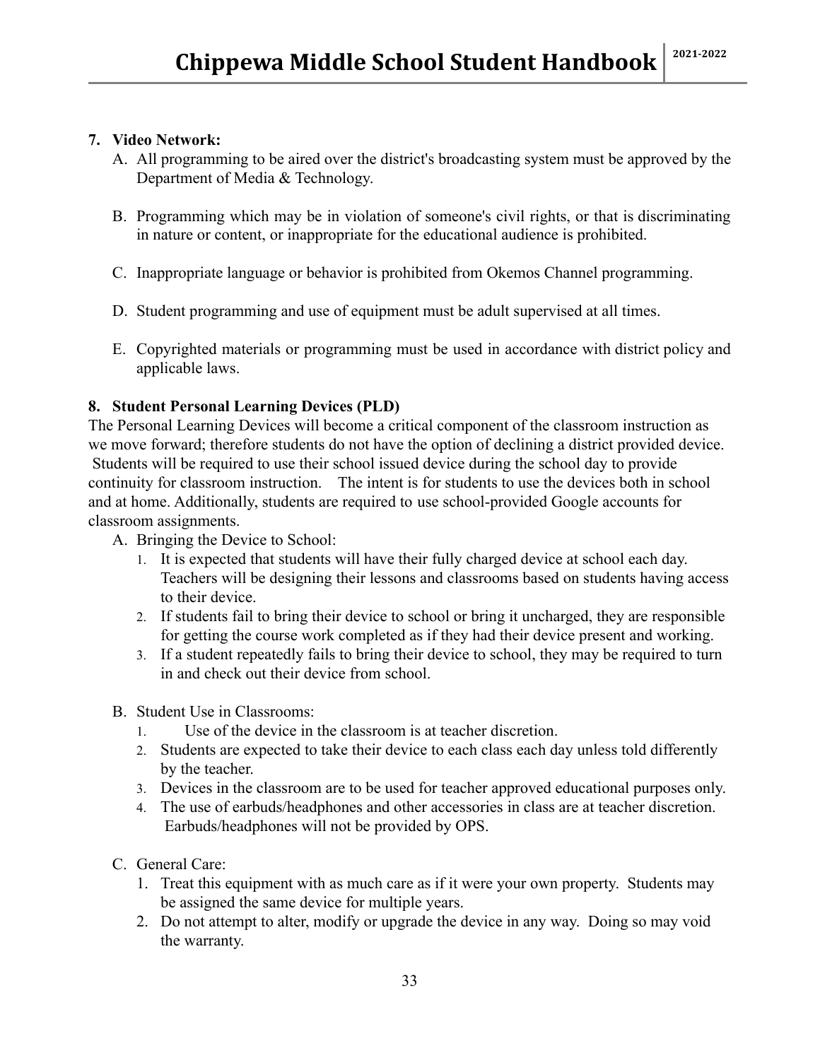**7. Video Network:**

A. All programming to be aired over the district's broadcasting system must be approved by the Department of Media & Technology.

B. Programming which may be in violation of someone's civil rights, or that is discriminating in nature or content, or inappropriate for the educational audience is prohibited.

C. Inappropriate language or behavior is prohibited from Okemos Channel programming.

D. Student programming and use of equipment must be adult supervised at all times.

E. Copyrighted materials or programming must be used in accordance with district policy and applicable laws.

**8. Student Personal Learning Devices (PLD)**

The Personal Learning Devices will become a critical component of the classroom instruction as we move forward; therefore students do not have the option of declining a district provided device. Students will be required to use their school issued device during the school day to provide continuity for classroom instruction. The intent is for students to use the devices both in school and at home. Additionally, students are required to use school-provided Google accounts for classroom assignments.

A. Bringing the Device to School:
   1. It is expected that students will have their fully charged device at school each day. Teachers will be designing their lessons and classrooms based on students having access to their device.
   2. If students fail to bring their device to school or bring it uncharged, they are responsible for getting the course work completed as if they had their device present and working.
   3. If a student repeatedly fails to bring their device to school, they may be required to turn in and check out their device from school.

B. Student Use in Classrooms:
   1. Use of the device in the classroom is at teacher discretion.
   2. Students are expected to take their device to each class each day unless told differently by the teacher.
   3. Devices in the classroom are to be used for teacher approved educational purposes only.
   4. The use of earbuds/headphones and other accessories in class are at teacher discretion. Earbuds/headphones will not be provided by OPS.

C. General Care:
   1. Treat this equipment with as much care as if it were your own property. Students may be assigned the same device for multiple years.
   2. Do not attempt to alter, modify or upgrade the device in any way. Doing so may void the warranty.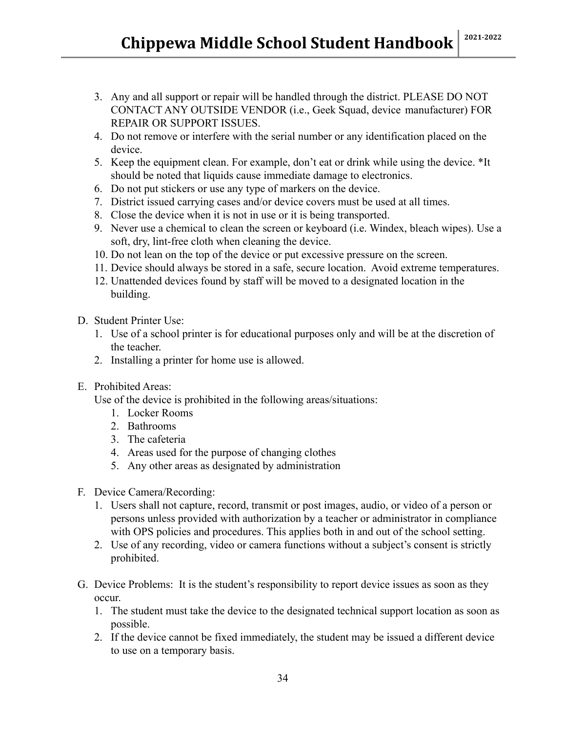3. Any and all support or repair will be handled through the district. PLEASE DO NOT CONTACT ANY OUTSIDE VENDOR (i.e., Geek Squad, device manufacturer) FOR REPAIR OR SUPPORT ISSUES.
4. Do not remove or interfere with the serial number or any identification placed on the device.
5. Keep the equipment clean. For example, don't eat or drink while using the device. *It should be noted that liquids cause immediate damage to electronics.
6. Do not put stickers or use any type of markers on the device.
7. District issued carrying cases and/or device covers must be used at all times.
8. Close the device when it is not in use or it is being transported.
9. Never use a chemical to clean the screen or keyboard (i.e. Windex, bleach wipes). Use a soft, dry, lint-free cloth when cleaning the device.
10. Do not lean on the top of the device or put excessive pressure on the screen.
11. Device should always be stored in a safe, secure location. Avoid extreme temperatures.
12. Unattended devices found by staff will be moved to a designated location in the building.

D. Student Printer Use:
   1. Use of a school printer is for educational purposes only and will be at the discretion of the teacher.
   2. Installing a printer for home use is allowed.

E. Prohibited Areas:
   Use of the device is prohibited in the following areas/situations:
   1. Locker Rooms
   2. Bathrooms
   3. The cafeteria
   4. Areas used for the purpose of changing clothes
   5. Any other areas as designated by administration

F. Device Camera/Recording:
   1. Users shall not capture, record, transmit or post images, audio, or video of a person or persons unless provided with authorization by a teacher or administrator in compliance with OPS policies and procedures. This applies both in and out of the school setting.
   2. Use of any recording, video or camera functions without a subject's consent is strictly prohibited.

G. Device Problems: It is the student's responsibility to report device issues as soon as they occur.
   1. The student must take the device to the designated technical support location as soon as possible.
   2. If the device cannot be fixed immediately, the student may be issued a different device to use on a temporary basis.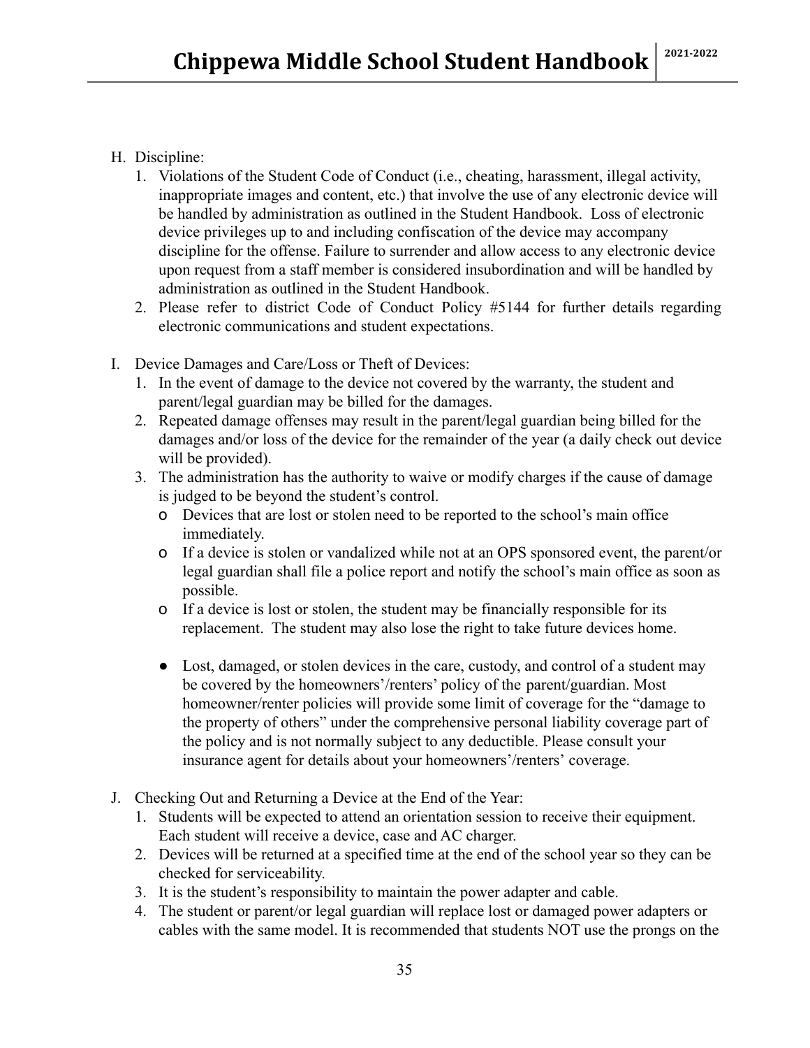H. Discipline:
   1. Violations of the Student Code of Conduct (i.e., cheating, harassment, illegal activity, inappropriate images and content, etc.) that involve the use of any electronic device will be handled by administration as outlined in the Student Handbook. Loss of electronic device privileges up to and including confiscation of the device may accompany discipline for the offense. Failure to surrender and allow access to any electronic device upon request from a staff member is considered insubordination and will be handled by administration as outlined in the Student Handbook.
   2. Please refer to district Code of Conduct Policy #5144 for further details regarding electronic communications and student expectations.

I. Device Damages and Care/Loss or Theft of Devices:
   1. In the event of damage to the device not covered by the warranty, the student and parent/legal guardian may be billed for the damages.
   2. Repeated damage offenses may result in the parent/legal guardian being billed for the damages and/or loss of the device for the remainder of the year (a daily check out device will be provided).
   3. The administration has the authority to waive or modify charges if the cause of damage is judged to be beyond the student's control.
      - Devices that are lost or stolen need to be reported to the school's main office immediately.
      - If a device is stolen or vandalized while not at an OPS sponsored event, the parent/or legal guardian shall file a police report and notify the school's main office as soon as possible.
      - If a device is lost or stolen, the student may be financially responsible for its replacement. The student may also lose the right to take future devices home.

      - Lost, damaged, or stolen devices in the care, custody, and control of a student may be covered by the homeowners'/renters' policy of the parent/guardian. Most homeowner/renter policies will provide some limit of coverage for the "damage to the property of others" under the comprehensive personal liability coverage part of the policy and is not normally subject to any deductible. Please consult your insurance agent for details about your homeowners'/renters' coverage.

J. Checking Out and Returning a Device at the End of the Year:
   1. Students will be expected to attend an orientation session to receive their equipment. Each student will receive a device, case and AC charger.
   2. Devices will be returned at a specified time at the end of the school year so they can be checked for serviceability.
   3. It is the student's responsibility to maintain the power adapter and cable.
   4. The student or parent/or legal guardian will replace lost or damaged power adapters or cables with the same model. It is recommended that students NOT use the prongs on the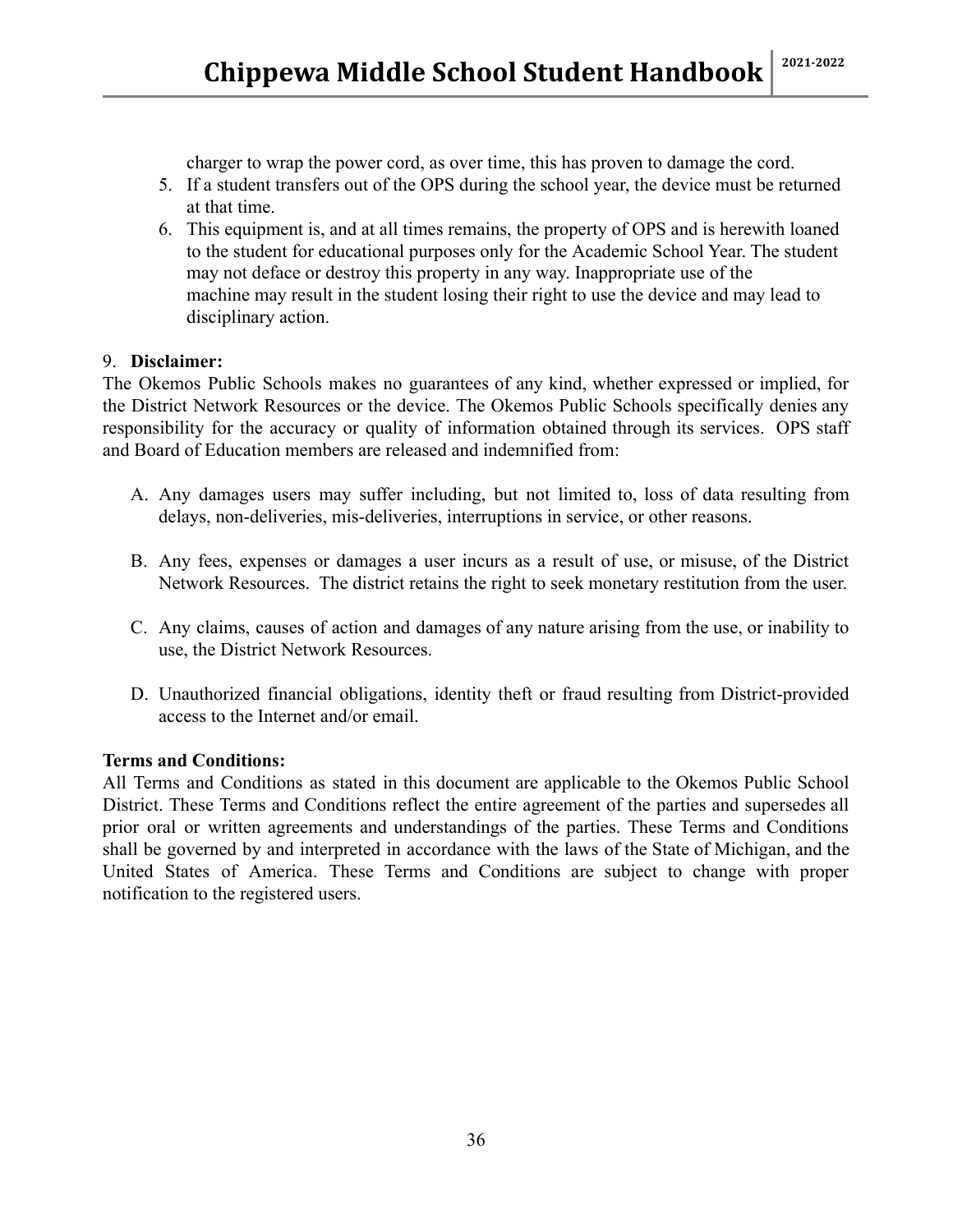charger to wrap the power cord, as over time, this has proven to damage the cord.

5. If a student transfers out of the OPS during the school year, the device must be returned at that time.
6. This equipment is, and at all times remains, the property of OPS and is herewith loaned to the student for educational purposes only for the Academic School Year. The student may not deface or destroy this property in any way. Inappropriate use of the machine may result in the student losing their right to use the device and may lead to disciplinary action.

9. **Disclaimer:**

The Okemos Public Schools makes no guarantees of any kind, whether expressed or implied, for the District Network Resources or the device. The Okemos Public Schools specifically denies any responsibility for the accuracy or quality of information obtained through its services. OPS staff and Board of Education members are released and indemnified from:

A. Any damages users may suffer including, but not limited to, loss of data resulting from delays, non-deliveries, mis-deliveries, interruptions in service, or other reasons.

B. Any fees, expenses or damages a user incurs as a result of use, or misuse, of the District Network Resources. The district retains the right to seek monetary restitution from the user.

C. Any claims, causes of action and damages of any nature arising from the use, or inability to use, the District Network Resources.

D. Unauthorized financial obligations, identity theft or fraud resulting from District-provided access to the Internet and/or email.

**Terms and Conditions:**

All Terms and Conditions as stated in this document are applicable to the Okemos Public School District. These Terms and Conditions reflect the entire agreement of the parties and supersedes all prior oral or written agreements and understandings of the parties. These Terms and Conditions shall be governed by and interpreted in accordance with the laws of the State of Michigan, and the United States of America. These Terms and Conditions are subject to change with proper notification to the registered users.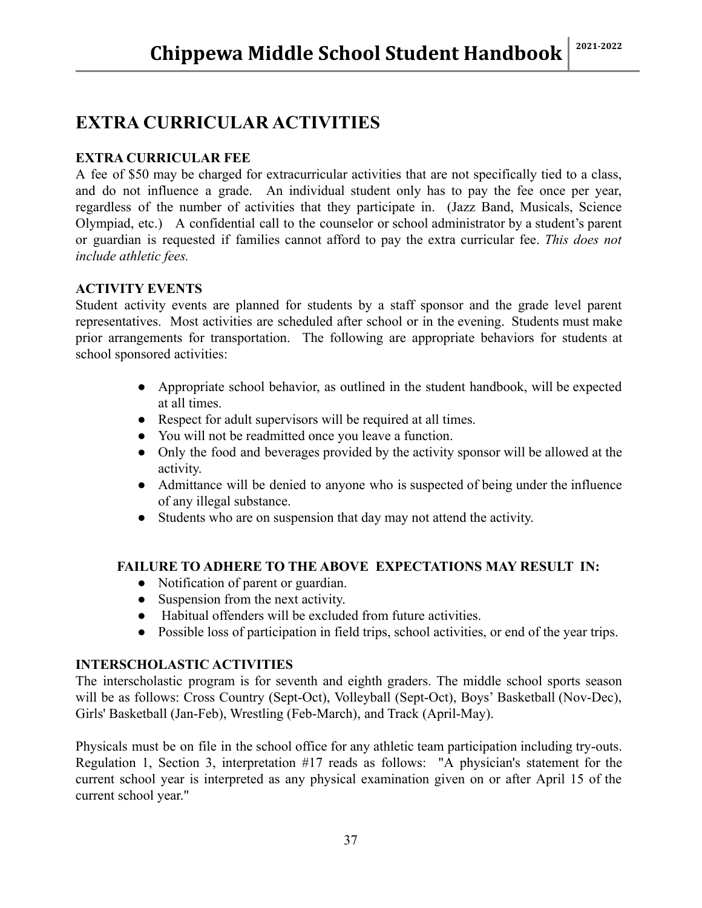# EXTRA CURRICULAR ACTIVITIES

**EXTRA CURRICULAR FEE**

A fee of $50 may be charged for extracurricular activities that are not specifically tied to a class, and do not influence a grade. An individual student only has to pay the fee once per year, regardless of the number of activities that they participate in. (Jazz Band, Musicals, Science Olympiad, etc.) A confidential call to the counselor or school administrator by a student's parent or guardian is requested if families cannot afford to pay the extra curricular fee. *This does not include athletic fees.*

**ACTIVITY EVENTS**

Student activity events are planned for students by a staff sponsor and the grade level parent representatives. Most activities are scheduled after school or in the evening. Students must make prior arrangements for transportation. The following are appropriate behaviors for students at school sponsored activities:

- Appropriate school behavior, as outlined in the student handbook, will be expected at all times.
- Respect for adult supervisors will be required at all times.
- You will not be readmitted once you leave a function.
- Only the food and beverages provided by the activity sponsor will be allowed at the activity.
- Admittance will be denied to anyone who is suspected of being under the influence of any illegal substance.
- Students who are on suspension that day may not attend the activity.

**FAILURE TO ADHERE TO THE ABOVE EXPECTATIONS MAY RESULT IN:**

- Notification of parent or guardian.
- Suspension from the next activity.
- Habitual offenders will be excluded from future activities.
- Possible loss of participation in field trips, school activities, or end of the year trips.

**INTERSCHOLASTIC ACTIVITIES**

The interscholastic program is for seventh and eighth graders. The middle school sports season will be as follows: Cross Country (Sept-Oct), Volleyball (Sept-Oct), Boys' Basketball (Nov-Dec), Girls' Basketball (Jan-Feb), Wrestling (Feb-March), and Track (April-May).

Physicals must be on file in the school office for any athletic team participation including try-outs. Regulation 1, Section 3, interpretation #17 reads as follows: "A physician's statement for the current school year is interpreted as any physical examination given on or after April 15 of the current school year."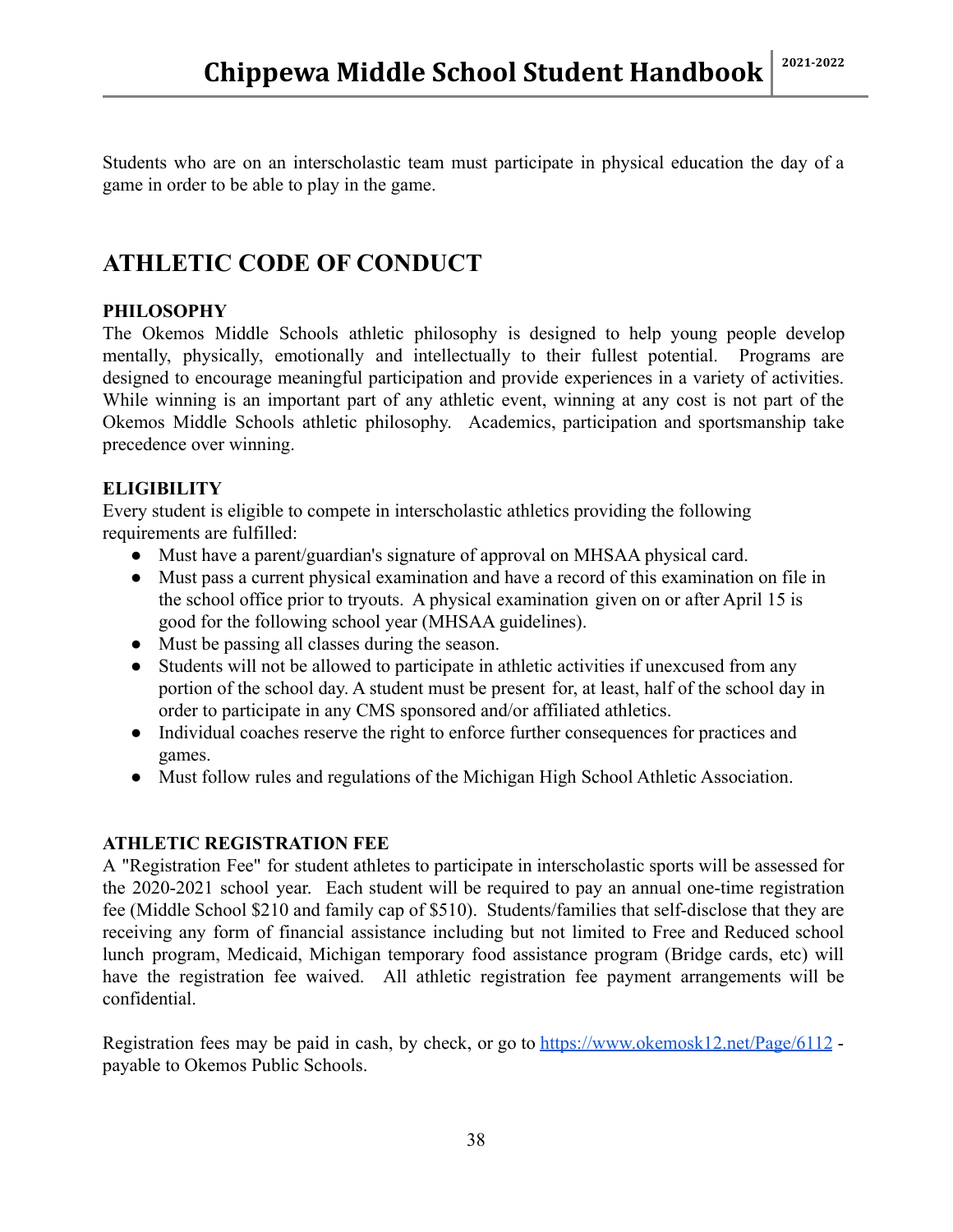Students who are on an interscholastic team must participate in physical education the day of a game in order to be able to play in the game.

## ATHLETIC CODE OF CONDUCT

**PHILOSOPHY**

The Okemos Middle Schools athletic philosophy is designed to help young people develop mentally, physically, emotionally and intellectually to their fullest potential. Programs are designed to encourage meaningful participation and provide experiences in a variety of activities. While winning is an important part of any athletic event, winning at any cost is not part of the Okemos Middle Schools athletic philosophy. Academics, participation and sportsmanship take precedence over winning.

**ELIGIBILITY**

Every student is eligible to compete in interscholastic athletics providing the following requirements are fulfilled:

- Must have a parent/guardian's signature of approval on MHSAA physical card.
- Must pass a current physical examination and have a record of this examination on file in the school office prior to tryouts. A physical examination given on or after April 15 is good for the following school year (MHSAA guidelines).
- Must be passing all classes during the season.
- Students will not be allowed to participate in athletic activities if unexcused from any portion of the school day. A student must be present for, at least, half of the school day in order to participate in any CMS sponsored and/or affiliated athletics.
- Individual coaches reserve the right to enforce further consequences for practices and games.
- Must follow rules and regulations of the Michigan High School Athletic Association.

**ATHLETIC REGISTRATION FEE**

A "Registration Fee" for student athletes to participate in interscholastic sports will be assessed for the 2020-2021 school year. Each student will be required to pay an annual one-time registration fee (Middle School $210 and family cap of $510). Students/families that self-disclose that they are receiving any form of financial assistance including but not limited to Free and Reduced school lunch program, Medicaid, Michigan temporary food assistance program (Bridge cards, etc) will have the registration fee waived. All athletic registration fee payment arrangements will be confidential.

Registration fees may be paid in cash, by check, or go to [https://www.okemosk12.net/Page/6112](https://www.okemosk12.net/Page/6112) - payable to Okemos Public Schools.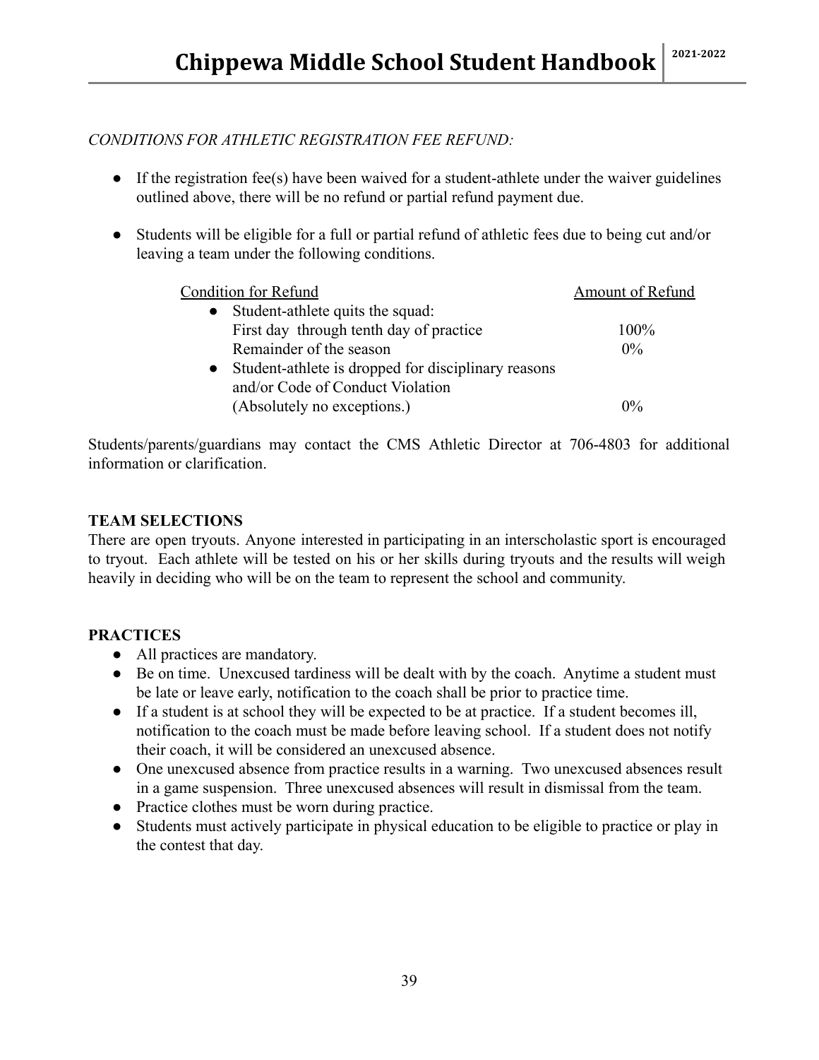*CONDITIONS FOR ATHLETIC REGISTRATION FEE REFUND:*

- If the registration fee(s) have been waived for a student-athlete under the waiver guidelines outlined above, there will be no refund or partial refund payment due.
- Students will be eligible for a full or partial refund of athletic fees due to being cut and/or leaving a team under the following conditions.

| Condition for Refund | Amount of Refund |
|---|---|
| • Student-athlete quits the squad: | |
| First day through tenth day of practice | 100% |
| Remainder of the season | 0% |
| • Student-athlete is dropped for disciplinary reasons and/or Code of Conduct Violation (Absolutely no exceptions.) | 0% |

Students/parents/guardians may contact the CMS Athletic Director at 706-4803 for additional information or clarification.

**TEAM SELECTIONS**

There are open tryouts. Anyone interested in participating in an interscholastic sport is encouraged to tryout. Each athlete will be tested on his or her skills during tryouts and the results will weigh heavily in deciding who will be on the team to represent the school and community.

**PRACTICES**

- All practices are mandatory.
- Be on time. Unexcused tardiness will be dealt with by the coach. Anytime a student must be late or leave early, notification to the coach shall be prior to practice time.
- If a student is at school they will be expected to be at practice. If a student becomes ill, notification to the coach must be made before leaving school. If a student does not notify their coach, it will be considered an unexcused absence.
- One unexcused absence from practice results in a warning. Two unexcused absences result in a game suspension. Three unexcused absences will result in dismissal from the team.
- Practice clothes must be worn during practice.
- Students must actively participate in physical education to be eligible to practice or play in the contest that day.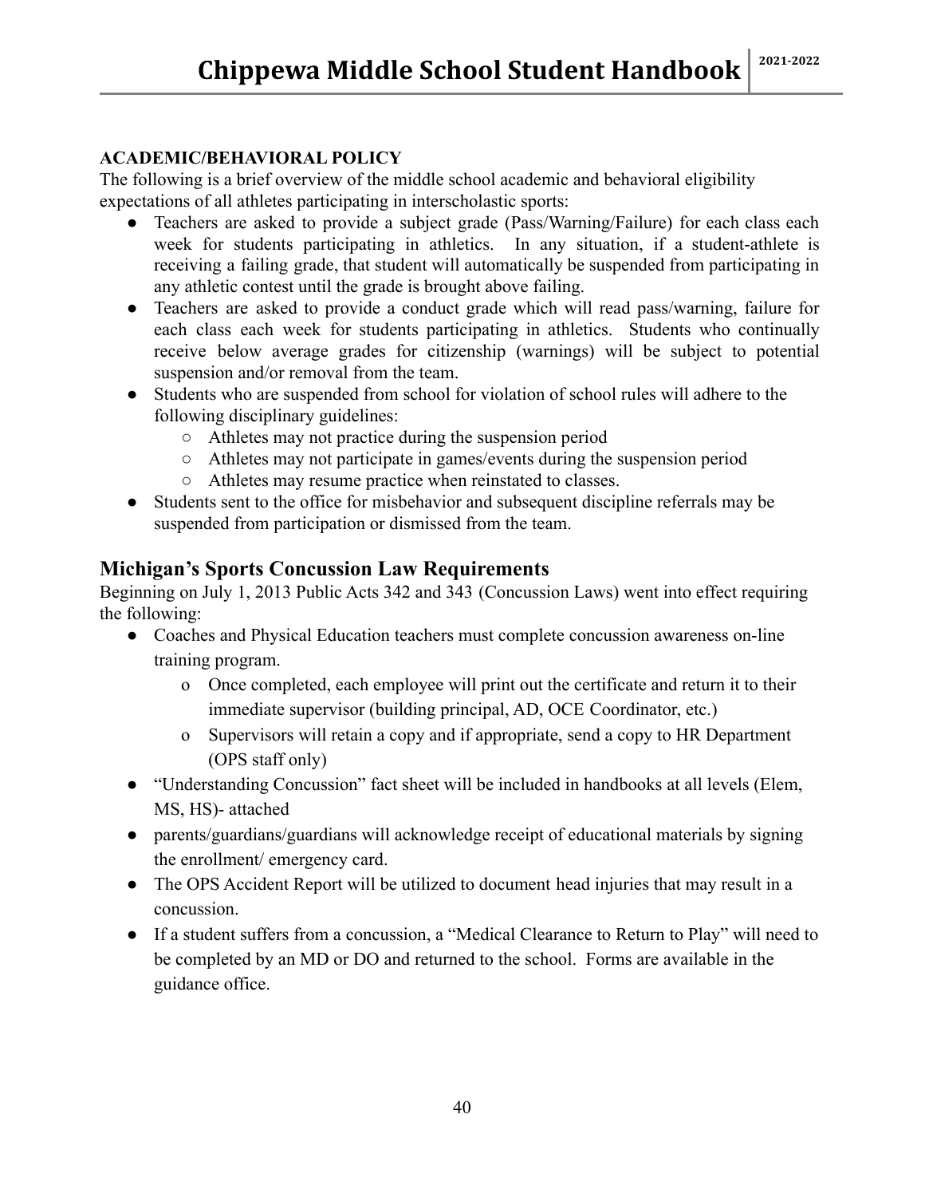**ACADEMIC/BEHAVIORAL POLICY**

The following is a brief overview of the middle school academic and behavioral eligibility expectations of all athletes participating in interscholastic sports:

- Teachers are asked to provide a subject grade (Pass/Warning/Failure) for each class each week for students participating in athletics. In any situation, if a student-athlete is receiving a failing grade, that student will automatically be suspended from participating in any athletic contest until the grade is brought above failing.
- Teachers are asked to provide a conduct grade which will read pass/warning, failure for each class each week for students participating in athletics. Students who continually receive below average grades for citizenship (warnings) will be subject to potential suspension and/or removal from the team.
- Students who are suspended from school for violation of school rules will adhere to the following disciplinary guidelines:
  - Athletes may not practice during the suspension period
  - Athletes may not participate in games/events during the suspension period
  - Athletes may resume practice when reinstated to classes.
- Students sent to the office for misbehavior and subsequent discipline referrals may be suspended from participation or dismissed from the team.

## Michigan's Sports Concussion Law Requirements

Beginning on July 1, 2013 Public Acts 342 and 343 (Concussion Laws) went into effect requiring the following:

- Coaches and Physical Education teachers must complete concussion awareness on-line training program.
  - Once completed, each employee will print out the certificate and return it to their immediate supervisor (building principal, AD, OCE Coordinator, etc.)
  - Supervisors will retain a copy and if appropriate, send a copy to HR Department (OPS staff only)
- "Understanding Concussion" fact sheet will be included in handbooks at all levels (Elem, MS, HS)- attached
- parents/guardians/guardians will acknowledge receipt of educational materials by signing the enrollment/ emergency card.
- The OPS Accident Report will be utilized to document head injuries that may result in a concussion.
- If a student suffers from a concussion, a "Medical Clearance to Return to Play" will need to be completed by an MD or DO and returned to the school. Forms are available in the guidance office.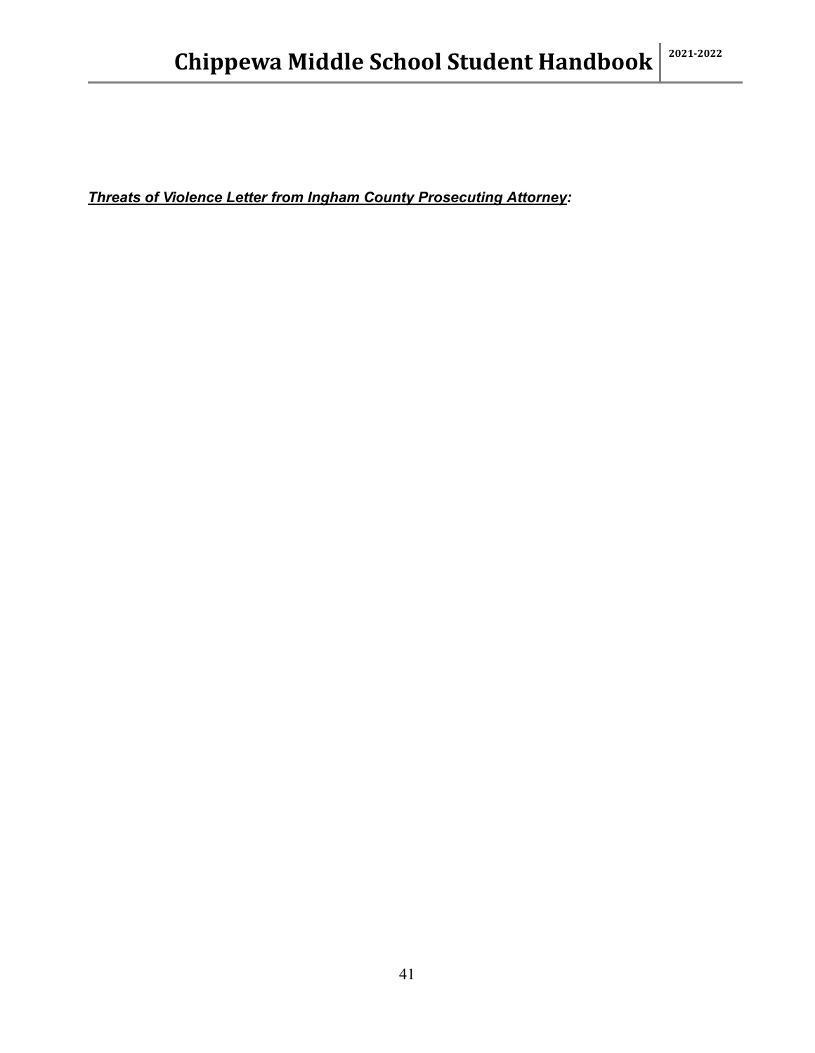***<u>Threats of Violence Letter from Ingham County Prosecuting Attorney</u>:***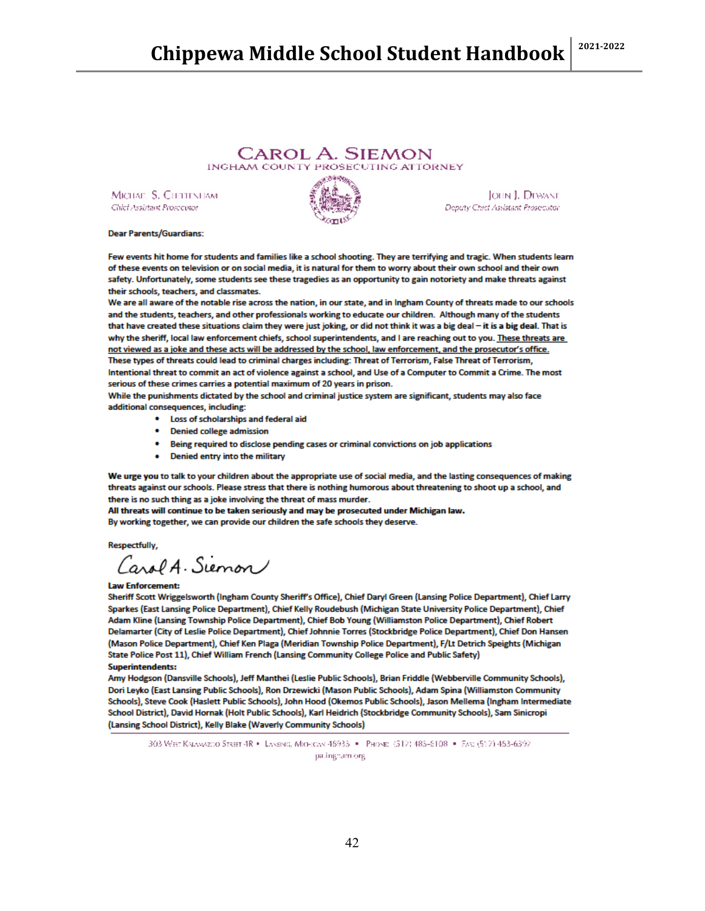# CAROL A. SIEMON

INGHAM COUNTY PROSECUTING ATTORNEY

MICHAEL S. CHITTENHAM
*Chief Assistant Prosecutor*

JOHN J. DEWANE
*Deputy Chief Assistant Prosecutor*

**Dear Parents/Guardians:**

Few events hit home for students and families like a school shooting. They are terrifying and tragic. When students learn of these events on television or on social media, it is natural for them to worry about their own school and their own safety. Unfortunately, some students see these tragedies as an opportunity to gain notoriety and make threats against their schools, teachers, and classmates.

We are all aware of the notable rise across the nation, in our state, and in Ingham County of threats made to our schools and the students, teachers, and other professionals working to educate our children. Although many of the students that have created these situations claim they were just joking, or did not think it was a big deal – **it is a big deal**. That is why the sheriff, local law enforcement chiefs, school superintendents, and I are reaching out to you. <u>These threats are not viewed as a joke and these acts will be addressed by the school, law enforcement, and the prosecutor's office.</u>

These types of threats could lead to criminal charges including: Threat of Terrorism, False Threat of Terrorism, Intentional threat to commit an act of violence against a school, and Use of a Computer to Commit a Crime. The most serious of these crimes carries a potential maximum of 20 years in prison.

While the punishments dictated by the school and criminal justice system are significant, students may also face additional consequences, including:

- Loss of scholarships and federal aid
- Denied college admission
- Being required to disclose pending cases or criminal convictions on job applications
- Denied entry into the military

**We urge you** to talk to your children about the appropriate use of social media, and the lasting consequences of making threats against our schools. Please stress that there is nothing humorous about threatening to shoot up a school, and there is no such thing as a joke involving the threat of mass murder.

**All threats will continue to be taken seriously and may be prosecuted under Michigan law.**

By working together, we can provide our children the safe schools they deserve.

Respectfully,

*Carol A. Siemon*

**Law Enforcement:**

Sheriff Scott Wriggelsworth (Ingham County Sheriff's Office), Chief Daryl Green (Lansing Police Department), Chief Larry Sparkes (East Lansing Police Department), Chief Kelly Roudebush (Michigan State University Police Department), Chief Adam Kline (Lansing Township Police Department), Chief Bob Young (Williamston Police Department), Chief Robert Delamarter (City of Leslie Police Department), Chief Johnnie Torres (Stockbridge Police Department), Chief Don Hansen (Mason Police Department), Chief Ken Plaga (Meridian Township Police Department), F/Lt Detrich Speights (Michigan State Police Post 11), Chief William French (Lansing Community College Police and Public Safety)

**Superintendents:**

Amy Hodgson (Dansville Schools), Jeff Manthei (Leslie Public Schools), Brian Friddle (Webberville Community Schools), Dori Leyko (East Lansing Public Schools), Ron Drzewicki (Mason Public Schools), Adam Spina (Williamston Community Schools), Steve Cook (Haslett Public Schools), John Hood (Okemos Public Schools), Jason Mellema (Ingham Intermediate School District), David Hornak (Holt Public Schools), Karl Heidrich (Stockbridge Community Schools), Sam Sinicropi (Lansing School District), Kelly Blake (Waverly Community Schools)

303 West Kalamazoo Street 4R • Lansing, Michigan 48933 • Phone: (517) 483-6108 • Fax: (517) 483-6397
pa.ingham.org